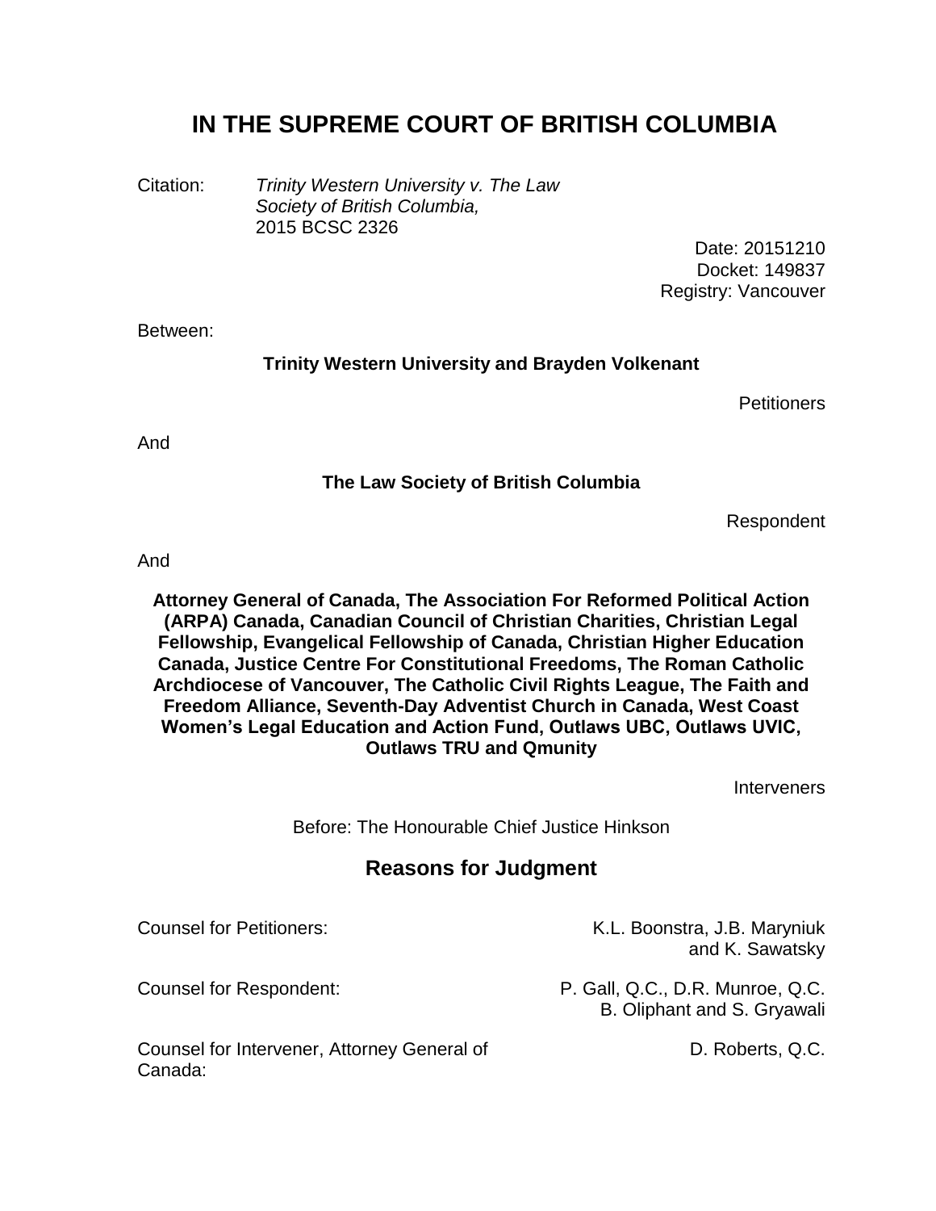# IN THE SUPREME COURT OF BRITISH COLUMBIA

Citation: *Trinity Western University v. The Law Society of British Columbia,* 2015 BCSC 2326

Date: 20151210
Docket: 149837
Registry: Vancouver

Between:

**Trinity Western University and Brayden Volkenant**

Petitioners

And

**The Law Society of British Columbia**

Respondent

And

**Attorney General of Canada, The Association For Reformed Political Action (ARPA) Canada, Canadian Council of Christian Charities, Christian Legal Fellowship, Evangelical Fellowship of Canada, Christian Higher Education Canada, Justice Centre For Constitutional Freedoms, The Roman Catholic Archdiocese of Vancouver, The Catholic Civil Rights League, The Faith and Freedom Alliance, Seventh-Day Adventist Church in Canada, West Coast Women's Legal Education and Action Fund, Outlaws UBC, Outlaws UVIC, Outlaws TRU and Qmunity**

Interveners

Before: The Honourable Chief Justice Hinkson

## Reasons for Judgment

Counsel for Petitioners: K.L. Boonstra, J.B. Maryniuk and K. Sawatsky

Counsel for Respondent: P. Gall, Q.C., D.R. Munroe, Q.C. B. Oliphant and S. Gryawali

Counsel for Intervener, Attorney General of Canada: D. Roberts, Q.C.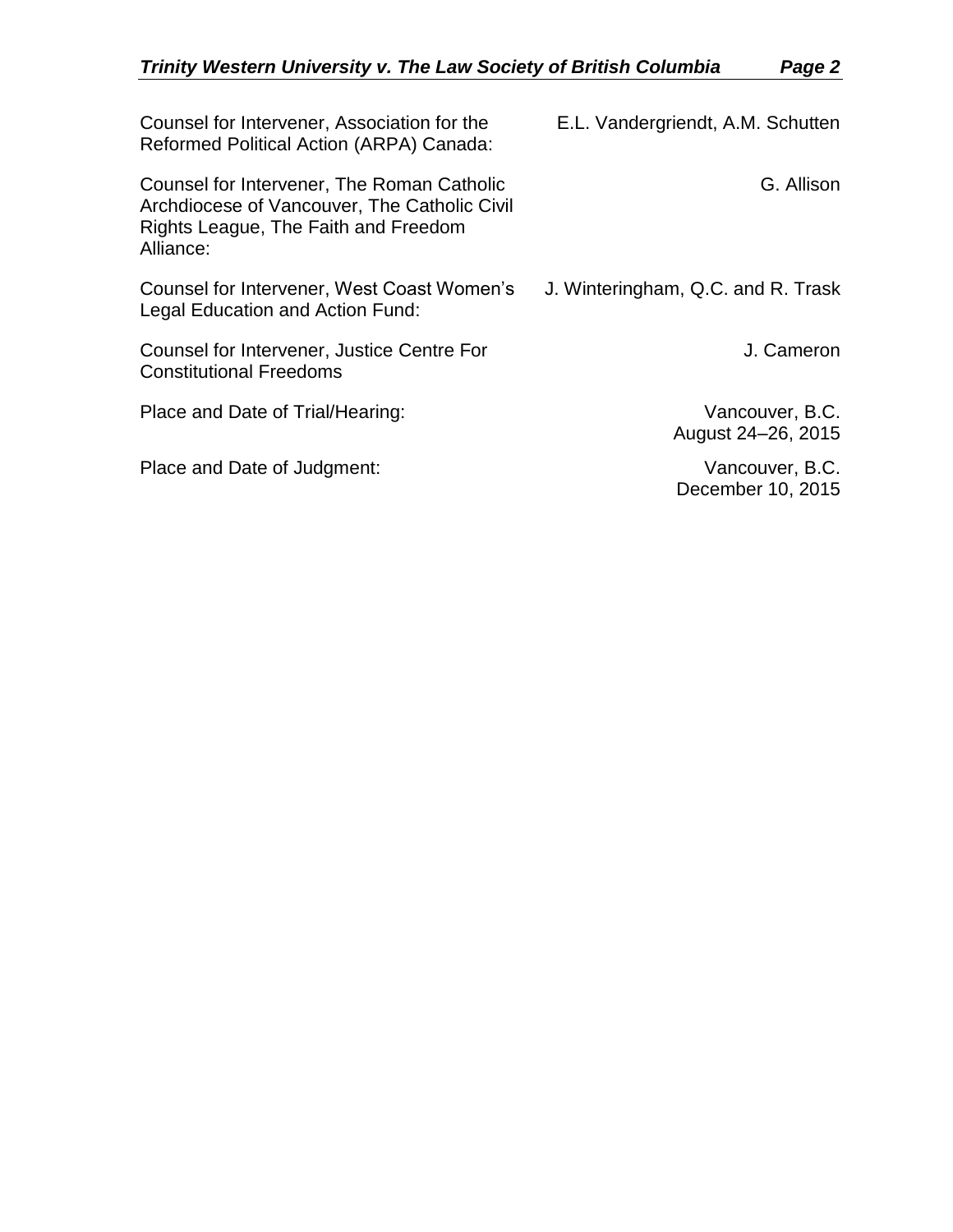| | |
|---|---|
| Counsel for Intervener, Association for the Reformed Political Action (ARPA) Canada: | E.L. Vandergriendt, A.M. Schutten |
| Counsel for Intervener, The Roman Catholic Archdiocese of Vancouver, The Catholic Civil Rights League, The Faith and Freedom Alliance: | G. Allison |
| Counsel for Intervener, West Coast Women's Legal Education and Action Fund: | J. Winteringham, Q.C. and R. Trask |
| Counsel for Intervener, Justice Centre For Constitutional Freedoms | J. Cameron |
| Place and Date of Trial/Hearing: | Vancouver, B.C. August 24–26, 2015 |
| Place and Date of Judgment: | Vancouver, B.C. December 10, 2015 |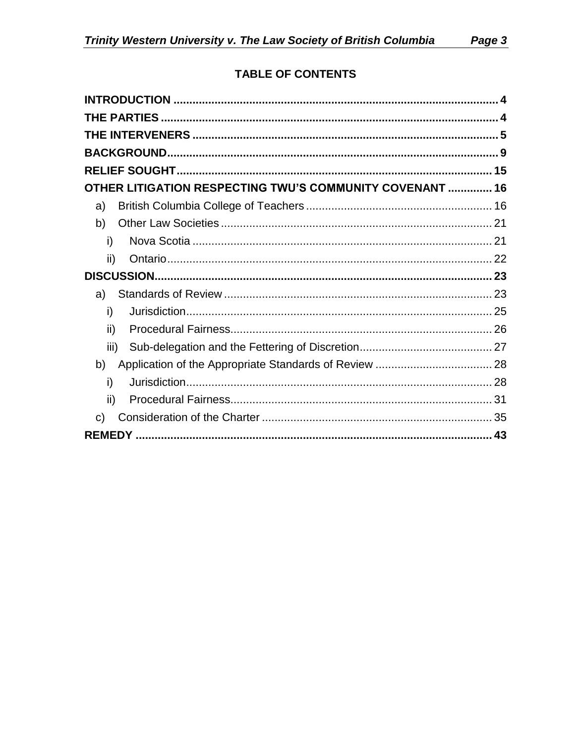## TABLE OF CONTENTS

**INTRODUCTION** .......... 4
**THE PARTIES** .......... 4
**THE INTERVENERS** .......... 5
**BACKGROUND** .......... 9
**RELIEF SOUGHT** .......... 15
**OTHER LITIGATION RESPECTING TWU'S COMMUNITY COVENANT** .......... 16
- a) British Columbia College of Teachers .......... 16
- b) Other Law Societies .......... 21
  - i) Nova Scotia .......... 21
  - ii) Ontario .......... 22

**DISCUSSION** .......... 23
- a) Standards of Review .......... 23
  - i) Jurisdiction .......... 25
  - ii) Procedural Fairness .......... 26
  - iii) Sub-delegation and the Fettering of Discretion .......... 27
- b) Application of the Appropriate Standards of Review .......... 28
  - i) Jurisdiction .......... 28
  - ii) Procedural Fairness .......... 31
- c) Consideration of the Charter .......... 35

**REMEDY** .......... 43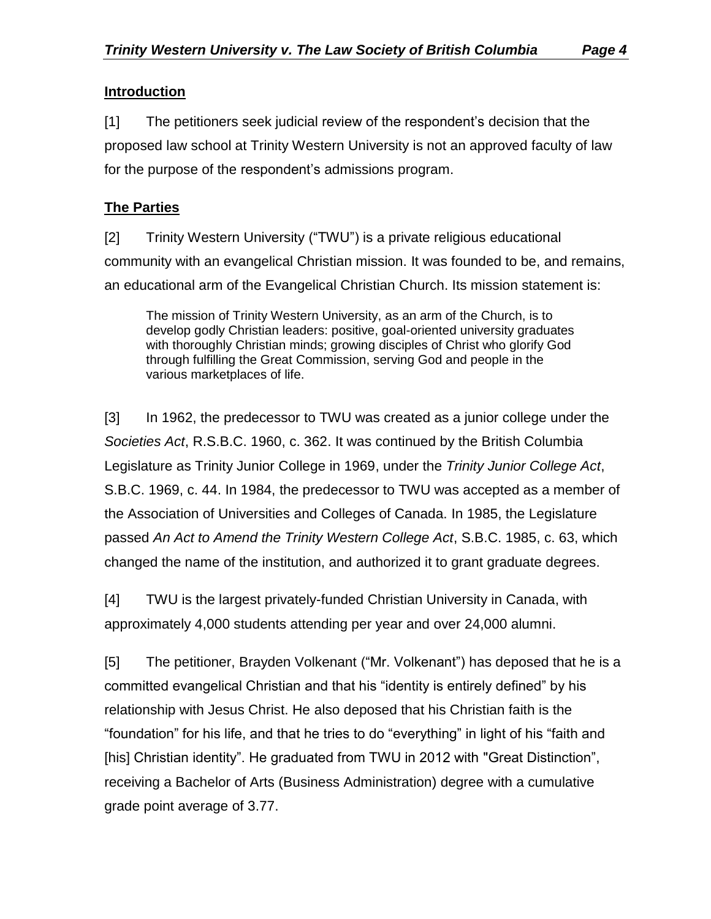**Introduction**

[1] The petitioners seek judicial review of the respondent's decision that the proposed law school at Trinity Western University is not an approved faculty of law for the purpose of the respondent's admissions program.

**The Parties**

[2] Trinity Western University ("TWU") is a private religious educational community with an evangelical Christian mission. It was founded to be, and remains, an educational arm of the Evangelical Christian Church. Its mission statement is:

> The mission of Trinity Western University, as an arm of the Church, is to develop godly Christian leaders: positive, goal-oriented university graduates with thoroughly Christian minds; growing disciples of Christ who glorify God through fulfilling the Great Commission, serving God and people in the various marketplaces of life.

[3] In 1962, the predecessor to TWU was created as a junior college under the *Societies Act*, R.S.B.C. 1960, c. 362. It was continued by the British Columbia Legislature as Trinity Junior College in 1969, under the *Trinity Junior College Act*, S.B.C. 1969, c. 44. In 1984, the predecessor to TWU was accepted as a member of the Association of Universities and Colleges of Canada. In 1985, the Legislature passed *An Act to Amend the Trinity Western College Act*, S.B.C. 1985, c. 63, which changed the name of the institution, and authorized it to grant graduate degrees.

[4] TWU is the largest privately-funded Christian University in Canada, with approximately 4,000 students attending per year and over 24,000 alumni.

[5] The petitioner, Brayden Volkenant ("Mr. Volkenant") has deposed that he is a committed evangelical Christian and that his "identity is entirely defined" by his relationship with Jesus Christ. He also deposed that his Christian faith is the "foundation" for his life, and that he tries to do "everything" in light of his "faith and [his] Christian identity". He graduated from TWU in 2012 with "Great Distinction", receiving a Bachelor of Arts (Business Administration) degree with a cumulative grade point average of 3.77.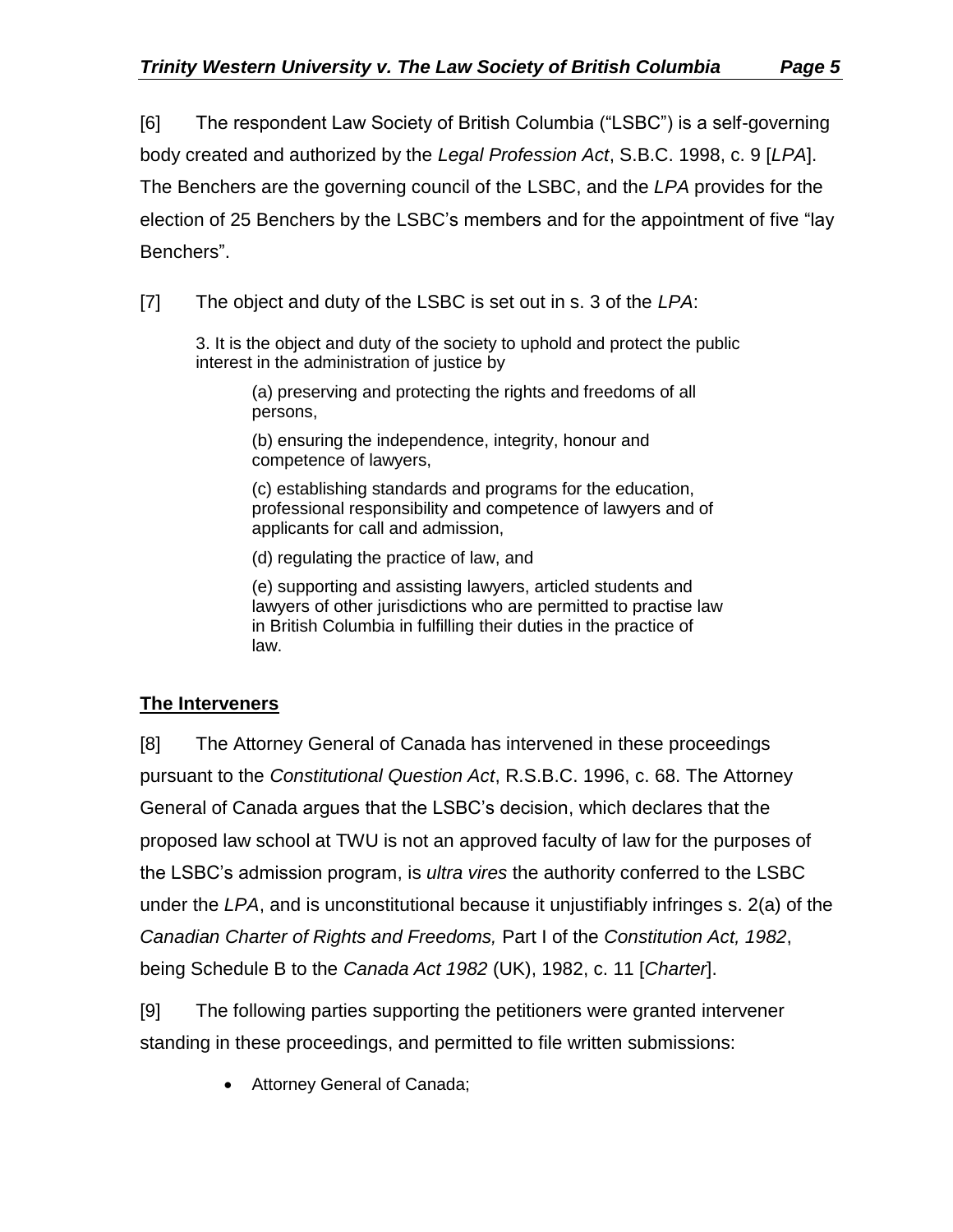[6] The respondent Law Society of British Columbia ("LSBC") is a self-governing body created and authorized by the *Legal Profession Act*, S.B.C. 1998, c. 9 [*LPA*]. The Benchers are the governing council of the LSBC, and the *LPA* provides for the election of 25 Benchers by the LSBC's members and for the appointment of five "lay Benchers".

[7] The object and duty of the LSBC is set out in s. 3 of the *LPA*:

> 3. It is the object and duty of the society to uphold and protect the public interest in the administration of justice by
>
> (a) preserving and protecting the rights and freedoms of all persons,
>
> (b) ensuring the independence, integrity, honour and competence of lawyers,
>
> (c) establishing standards and programs for the education, professional responsibility and competence of lawyers and of applicants for call and admission,
>
> (d) regulating the practice of law, and
>
> (e) supporting and assisting lawyers, articled students and lawyers of other jurisdictions who are permitted to practise law in British Columbia in fulfilling their duties in the practice of law.

**The Interveners**

[8] The Attorney General of Canada has intervened in these proceedings pursuant to the *Constitutional Question Act*, R.S.B.C. 1996, c. 68. The Attorney General of Canada argues that the LSBC's decision, which declares that the proposed law school at TWU is not an approved faculty of law for the purposes of the LSBC's admission program, is *ultra vires* the authority conferred to the LSBC under the *LPA*, and is unconstitutional because it unjustifiably infringes s. 2(a) of the *Canadian Charter of Rights and Freedoms,* Part I of the *Constitution Act, 1982*, being Schedule B to the *Canada Act 1982* (UK), 1982, c. 11 [*Charter*].

[9] The following parties supporting the petitioners were granted intervener standing in these proceedings, and permitted to file written submissions:

- Attorney General of Canada;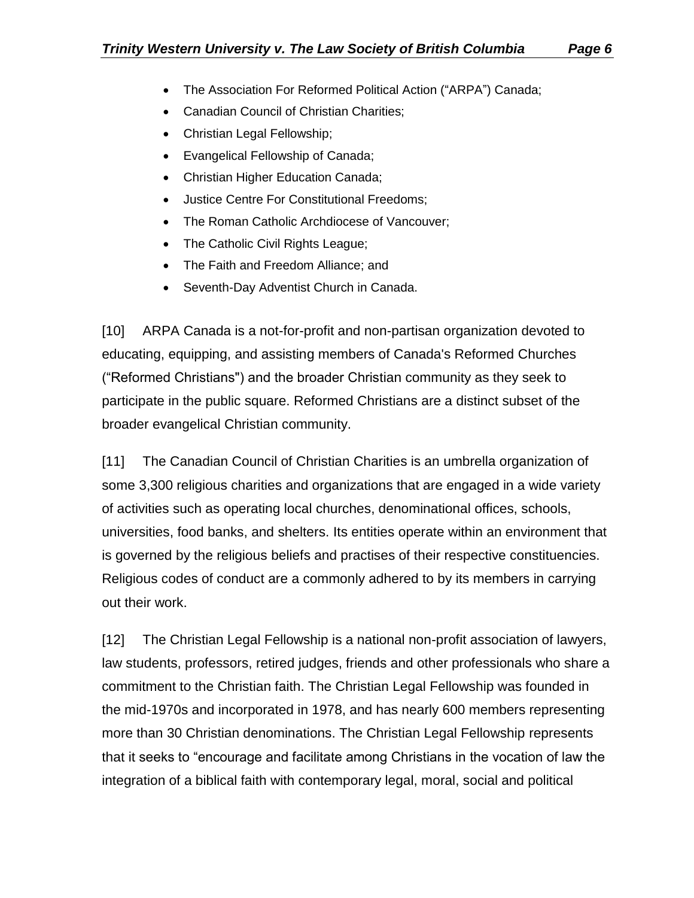- The Association For Reformed Political Action ("ARPA") Canada;
- Canadian Council of Christian Charities;
- Christian Legal Fellowship;
- Evangelical Fellowship of Canada;
- Christian Higher Education Canada;
- Justice Centre For Constitutional Freedoms;
- The Roman Catholic Archdiocese of Vancouver;
- The Catholic Civil Rights League;
- The Faith and Freedom Alliance; and
- Seventh-Day Adventist Church in Canada.

[10] ARPA Canada is a not-for-profit and non-partisan organization devoted to educating, equipping, and assisting members of Canada's Reformed Churches ("Reformed Christians") and the broader Christian community as they seek to participate in the public square. Reformed Christians are a distinct subset of the broader evangelical Christian community.

[11] The Canadian Council of Christian Charities is an umbrella organization of some 3,300 religious charities and organizations that are engaged in a wide variety of activities such as operating local churches, denominational offices, schools, universities, food banks, and shelters. Its entities operate within an environment that is governed by the religious beliefs and practises of their respective constituencies. Religious codes of conduct are a commonly adhered to by its members in carrying out their work.

[12] The Christian Legal Fellowship is a national non-profit association of lawyers, law students, professors, retired judges, friends and other professionals who share a commitment to the Christian faith. The Christian Legal Fellowship was founded in the mid-1970s and incorporated in 1978, and has nearly 600 members representing more than 30 Christian denominations. The Christian Legal Fellowship represents that it seeks to "encourage and facilitate among Christians in the vocation of law the integration of a biblical faith with contemporary legal, moral, social and political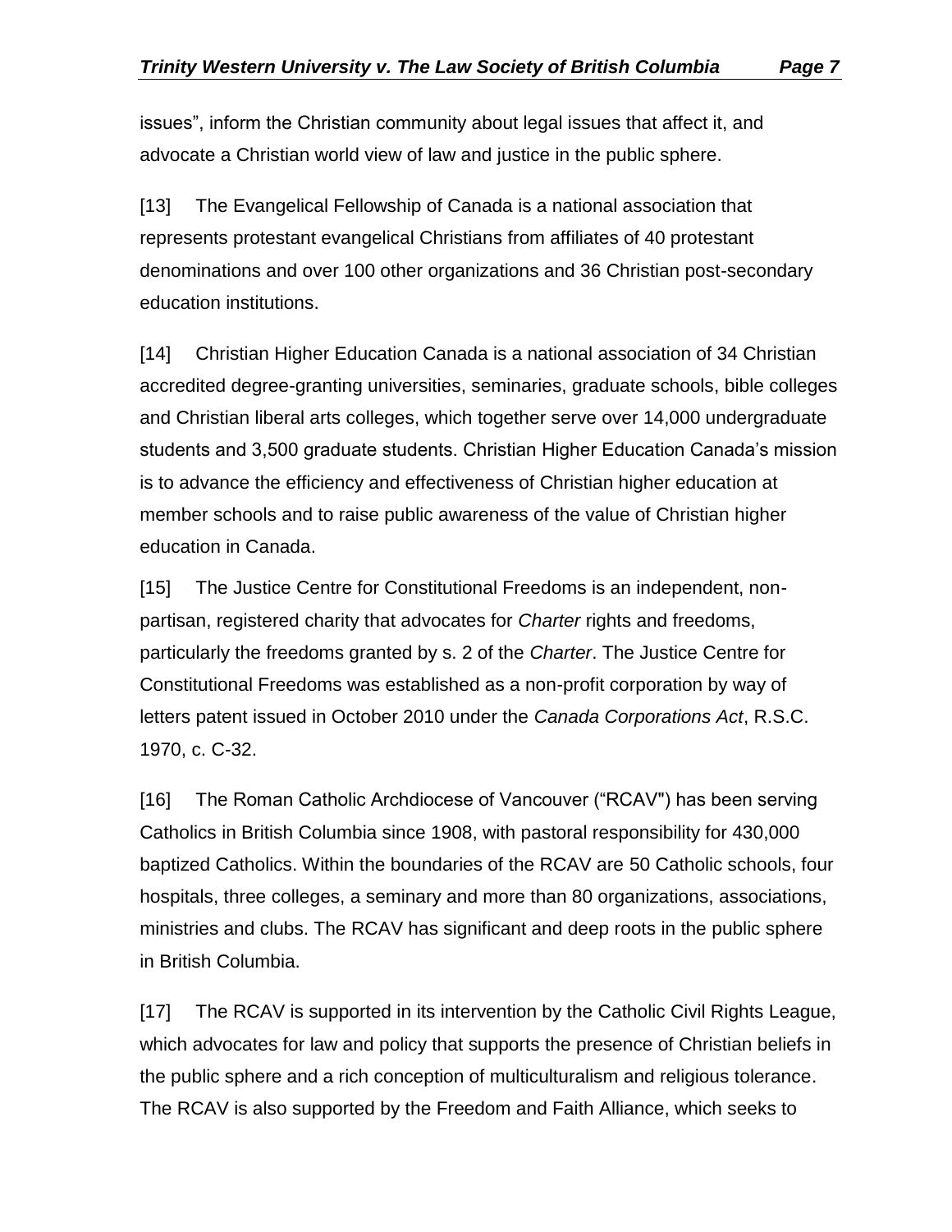issues", inform the Christian community about legal issues that affect it, and advocate a Christian world view of law and justice in the public sphere.

[13] The Evangelical Fellowship of Canada is a national association that represents protestant evangelical Christians from affiliates of 40 protestant denominations and over 100 other organizations and 36 Christian post-secondary education institutions.

[14] Christian Higher Education Canada is a national association of 34 Christian accredited degree-granting universities, seminaries, graduate schools, bible colleges and Christian liberal arts colleges, which together serve over 14,000 undergraduate students and 3,500 graduate students. Christian Higher Education Canada's mission is to advance the efficiency and effectiveness of Christian higher education at member schools and to raise public awareness of the value of Christian higher education in Canada.

[15] The Justice Centre for Constitutional Freedoms is an independent, non-partisan, registered charity that advocates for *Charter* rights and freedoms, particularly the freedoms granted by s. 2 of the *Charter*. The Justice Centre for Constitutional Freedoms was established as a non-profit corporation by way of letters patent issued in October 2010 under the *Canada Corporations Act*, R.S.C. 1970, c. C-32.

[16] The Roman Catholic Archdiocese of Vancouver ("RCAV") has been serving Catholics in British Columbia since 1908, with pastoral responsibility for 430,000 baptized Catholics. Within the boundaries of the RCAV are 50 Catholic schools, four hospitals, three colleges, a seminary and more than 80 organizations, associations, ministries and clubs. The RCAV has significant and deep roots in the public sphere in British Columbia.

[17] The RCAV is supported in its intervention by the Catholic Civil Rights League, which advocates for law and policy that supports the presence of Christian beliefs in the public sphere and a rich conception of multiculturalism and religious tolerance. The RCAV is also supported by the Freedom and Faith Alliance, which seeks to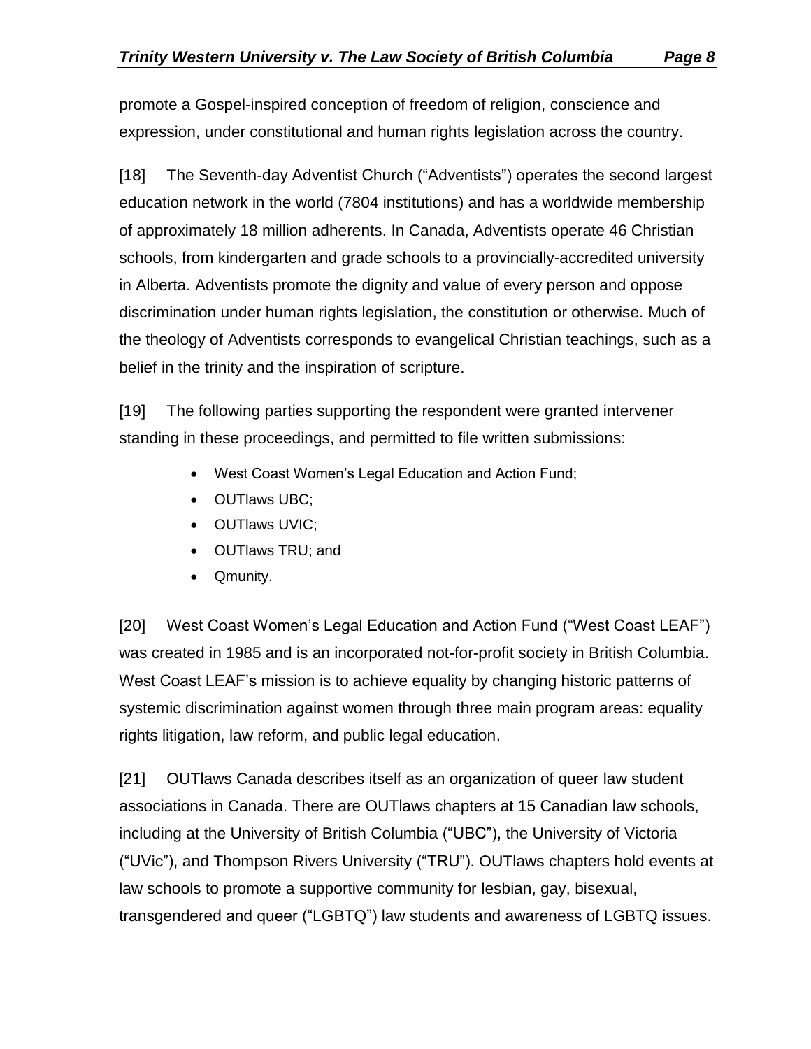promote a Gospel-inspired conception of freedom of religion, conscience and expression, under constitutional and human rights legislation across the country.

[18] The Seventh-day Adventist Church ("Adventists") operates the second largest education network in the world (7804 institutions) and has a worldwide membership of approximately 18 million adherents. In Canada, Adventists operate 46 Christian schools, from kindergarten and grade schools to a provincially-accredited university in Alberta. Adventists promote the dignity and value of every person and oppose discrimination under human rights legislation, the constitution or otherwise. Much of the theology of Adventists corresponds to evangelical Christian teachings, such as a belief in the trinity and the inspiration of scripture.

[19] The following parties supporting the respondent were granted intervener standing in these proceedings, and permitted to file written submissions:

- West Coast Women's Legal Education and Action Fund;
- OUTlaws UBC;
- OUTlaws UVIC;
- OUTlaws TRU; and
- Qmunity.

[20] West Coast Women's Legal Education and Action Fund ("West Coast LEAF") was created in 1985 and is an incorporated not-for-profit society in British Columbia. West Coast LEAF's mission is to achieve equality by changing historic patterns of systemic discrimination against women through three main program areas: equality rights litigation, law reform, and public legal education.

[21] OUTlaws Canada describes itself as an organization of queer law student associations in Canada. There are OUTlaws chapters at 15 Canadian law schools, including at the University of British Columbia ("UBC"), the University of Victoria ("UVic"), and Thompson Rivers University ("TRU"). OUTlaws chapters hold events at law schools to promote a supportive community for lesbian, gay, bisexual, transgendered and queer ("LGBTQ") law students and awareness of LGBTQ issues.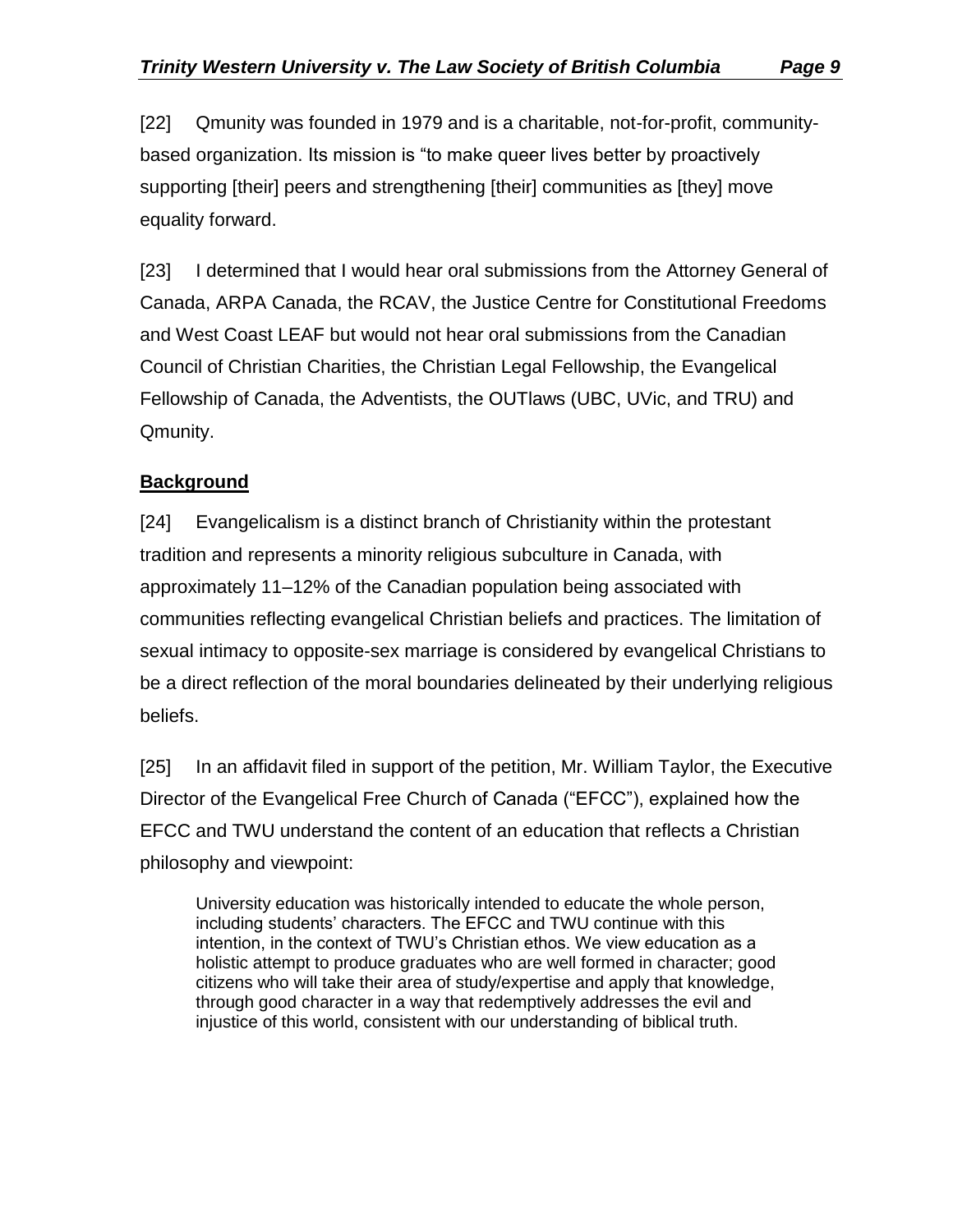[22] Qmunity was founded in 1979 and is a charitable, not-for-profit, community-based organization. Its mission is "to make queer lives better by proactively supporting [their] peers and strengthening [their] communities as [they] move equality forward.

[23] I determined that I would hear oral submissions from the Attorney General of Canada, ARPA Canada, the RCAV, the Justice Centre for Constitutional Freedoms and West Coast LEAF but would not hear oral submissions from the Canadian Council of Christian Charities, the Christian Legal Fellowship, the Evangelical Fellowship of Canada, the Adventists, the OUTlaws (UBC, UVic, and TRU) and Qmunity.

**Background**

[24] Evangelicalism is a distinct branch of Christianity within the protestant tradition and represents a minority religious subculture in Canada, with approximately 11–12% of the Canadian population being associated with communities reflecting evangelical Christian beliefs and practices. The limitation of sexual intimacy to opposite-sex marriage is considered by evangelical Christians to be a direct reflection of the moral boundaries delineated by their underlying religious beliefs.

[25] In an affidavit filed in support of the petition, Mr. William Taylor, the Executive Director of the Evangelical Free Church of Canada ("EFCC"), explained how the EFCC and TWU understand the content of an education that reflects a Christian philosophy and viewpoint:

> University education was historically intended to educate the whole person, including students' characters. The EFCC and TWU continue with this intention, in the context of TWU's Christian ethos. We view education as a holistic attempt to produce graduates who are well formed in character; good citizens who will take their area of study/expertise and apply that knowledge, through good character in a way that redemptively addresses the evil and injustice of this world, consistent with our understanding of biblical truth.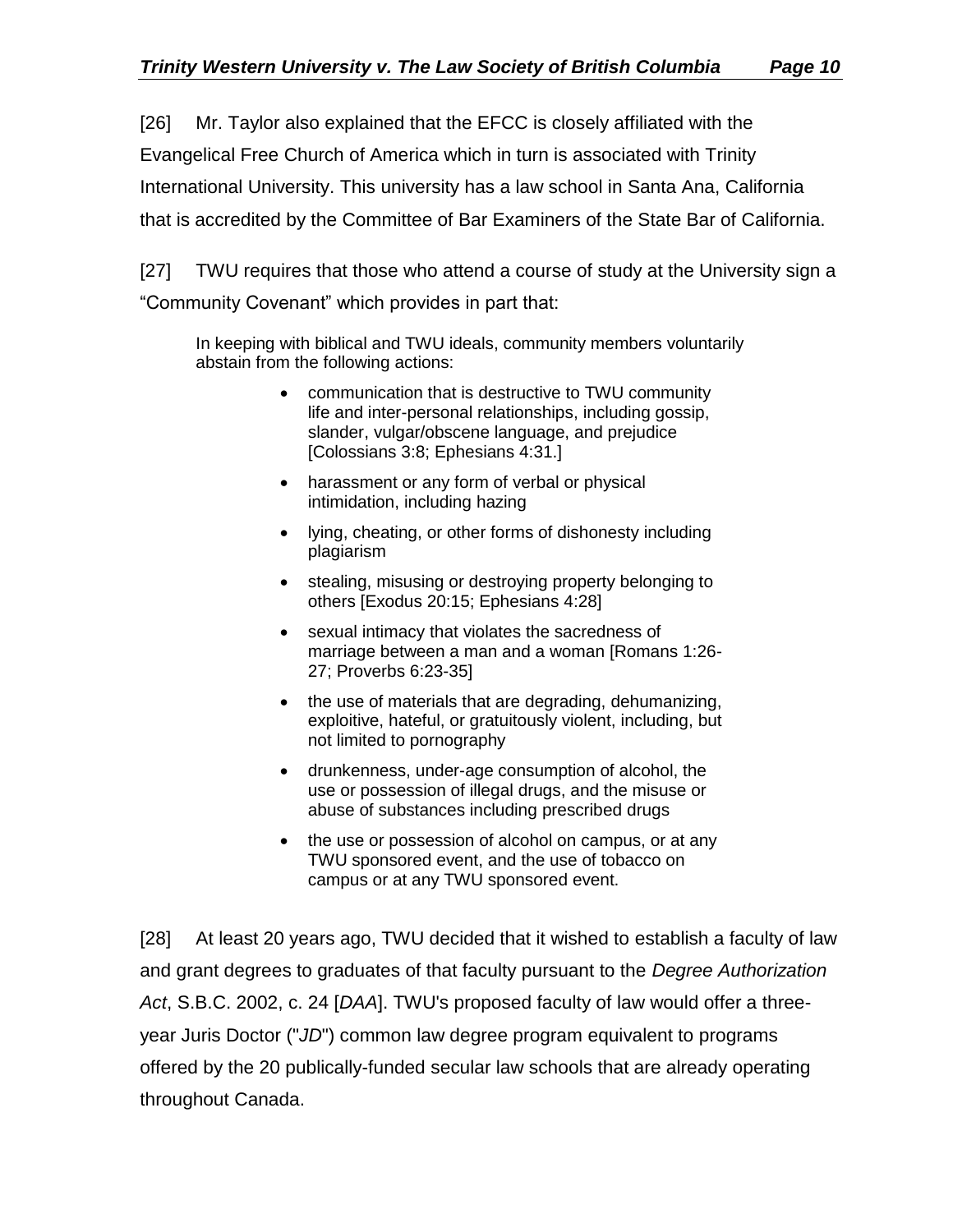[26] Mr. Taylor also explained that the EFCC is closely affiliated with the Evangelical Free Church of America which in turn is associated with Trinity International University. This university has a law school in Santa Ana, California that is accredited by the Committee of Bar Examiners of the State Bar of California.

[27] TWU requires that those who attend a course of study at the University sign a "Community Covenant" which provides in part that:

> In keeping with biblical and TWU ideals, community members voluntarily abstain from the following actions:
>
> - communication that is destructive to TWU community life and inter-personal relationships, including gossip, slander, vulgar/obscene language, and prejudice [Colossians 3:8; Ephesians 4:31.]
> - harassment or any form of verbal or physical intimidation, including hazing
> - lying, cheating, or other forms of dishonesty including plagiarism
> - stealing, misusing or destroying property belonging to others [Exodus 20:15; Ephesians 4:28]
> - sexual intimacy that violates the sacredness of marriage between a man and a woman [Romans 1:26-27; Proverbs 6:23-35]
> - the use of materials that are degrading, dehumanizing, exploitive, hateful, or gratuitously violent, including, but not limited to pornography
> - drunkenness, under-age consumption of alcohol, the use or possession of illegal drugs, and the misuse or abuse of substances including prescribed drugs
> - the use or possession of alcohol on campus, or at any TWU sponsored event, and the use of tobacco on campus or at any TWU sponsored event.

[28] At least 20 years ago, TWU decided that it wished to establish a faculty of law and grant degrees to graduates of that faculty pursuant to the *Degree Authorization Act*, S.B.C. 2002, c. 24 [*DAA*]. TWU's proposed faculty of law would offer a three-year Juris Doctor ("*JD*") common law degree program equivalent to programs offered by the 20 publically-funded secular law schools that are already operating throughout Canada.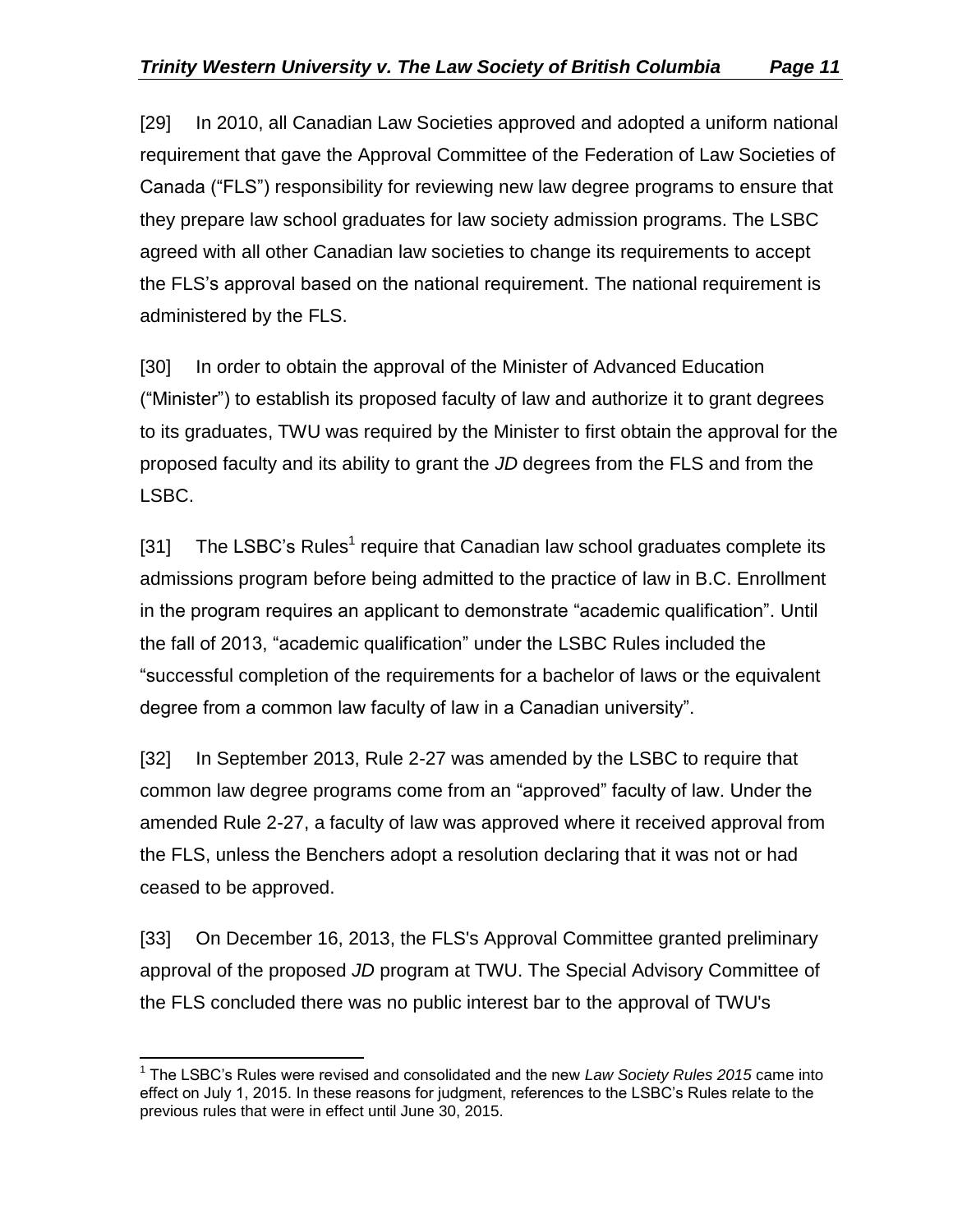[29] In 2010, all Canadian Law Societies approved and adopted a uniform national requirement that gave the Approval Committee of the Federation of Law Societies of Canada ("FLS") responsibility for reviewing new law degree programs to ensure that they prepare law school graduates for law society admission programs. The LSBC agreed with all other Canadian law societies to change its requirements to accept the FLS's approval based on the national requirement. The national requirement is administered by the FLS.

[30] In order to obtain the approval of the Minister of Advanced Education ("Minister") to establish its proposed faculty of law and authorize it to grant degrees to its graduates, TWU was required by the Minister to first obtain the approval for the proposed faculty and its ability to grant the *JD* degrees from the FLS and from the LSBC.

[31] The LSBC's Rules[1] require that Canadian law school graduates complete its admissions program before being admitted to the practice of law in B.C. Enrollment in the program requires an applicant to demonstrate "academic qualification". Until the fall of 2013, "academic qualification" under the LSBC Rules included the "successful completion of the requirements for a bachelor of laws or the equivalent degree from a common law faculty of law in a Canadian university".

[32] In September 2013, Rule 2-27 was amended by the LSBC to require that common law degree programs come from an "approved" faculty of law. Under the amended Rule 2-27, a faculty of law was approved where it received approval from the FLS, unless the Benchers adopt a resolution declaring that it was not or had ceased to be approved.

[33] On December 16, 2013, the FLS's Approval Committee granted preliminary approval of the proposed *JD* program at TWU. The Special Advisory Committee of the FLS concluded there was no public interest bar to the approval of TWU's

---

[1] The LSBC's Rules were revised and consolidated and the new *Law Society Rules 2015* came into effect on July 1, 2015. In these reasons for judgment, references to the LSBC's Rules relate to the previous rules that were in effect until June 30, 2015.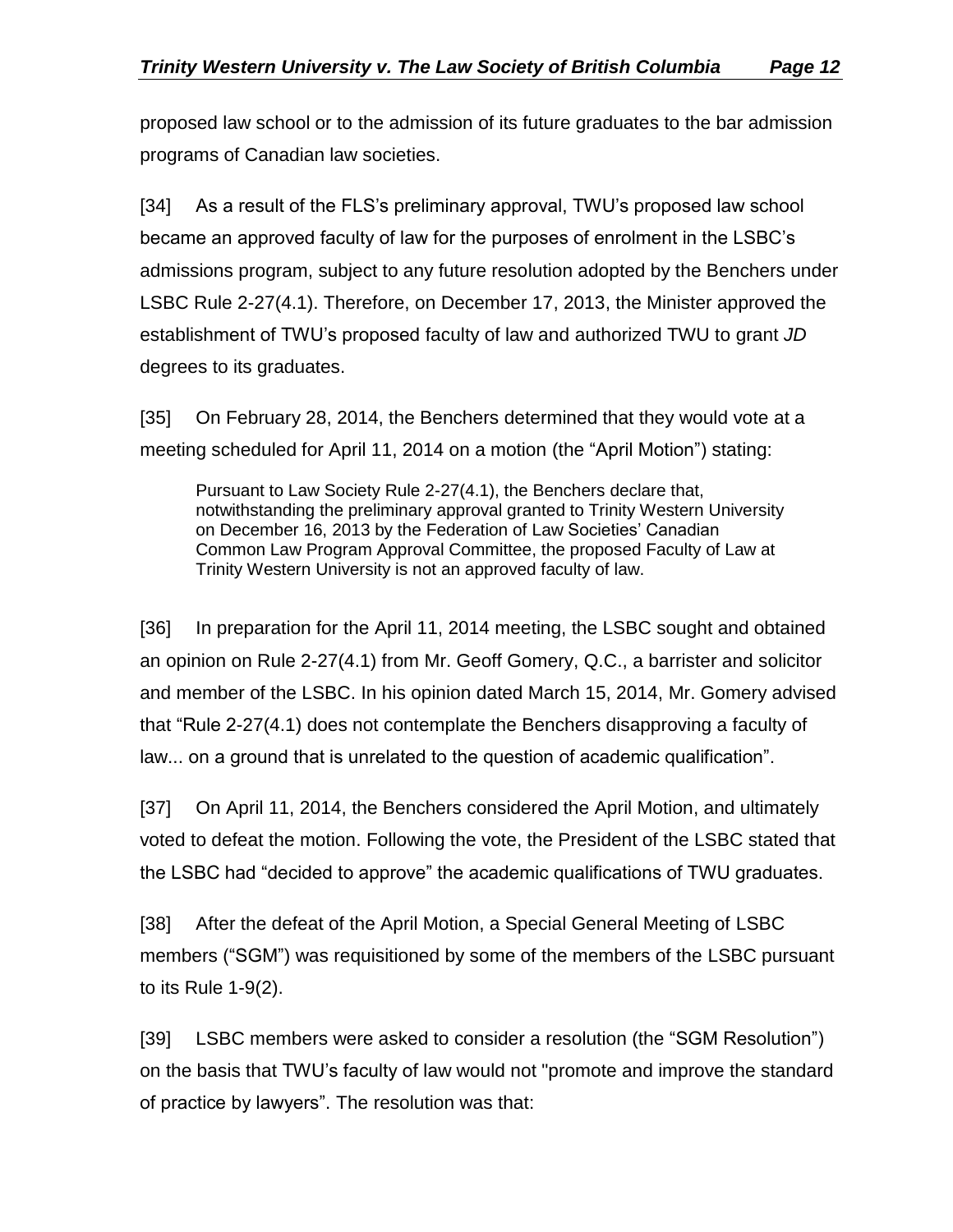proposed law school or to the admission of its future graduates to the bar admission programs of Canadian law societies.

[34] As a result of the FLS's preliminary approval, TWU's proposed law school became an approved faculty of law for the purposes of enrolment in the LSBC's admissions program, subject to any future resolution adopted by the Benchers under LSBC Rule 2-27(4.1). Therefore, on December 17, 2013, the Minister approved the establishment of TWU's proposed faculty of law and authorized TWU to grant *JD* degrees to its graduates.

[35] On February 28, 2014, the Benchers determined that they would vote at a meeting scheduled for April 11, 2014 on a motion (the "April Motion") stating:

> Pursuant to Law Society Rule 2-27(4.1), the Benchers declare that, notwithstanding the preliminary approval granted to Trinity Western University on December 16, 2013 by the Federation of Law Societies' Canadian Common Law Program Approval Committee, the proposed Faculty of Law at Trinity Western University is not an approved faculty of law.

[36] In preparation for the April 11, 2014 meeting, the LSBC sought and obtained an opinion on Rule 2-27(4.1) from Mr. Geoff Gomery, Q.C., a barrister and solicitor and member of the LSBC. In his opinion dated March 15, 2014, Mr. Gomery advised that "Rule 2-27(4.1) does not contemplate the Benchers disapproving a faculty of law... on a ground that is unrelated to the question of academic qualification".

[37] On April 11, 2014, the Benchers considered the April Motion, and ultimately voted to defeat the motion. Following the vote, the President of the LSBC stated that the LSBC had "decided to approve" the academic qualifications of TWU graduates.

[38] After the defeat of the April Motion, a Special General Meeting of LSBC members ("SGM") was requisitioned by some of the members of the LSBC pursuant to its Rule 1-9(2).

[39] LSBC members were asked to consider a resolution (the "SGM Resolution") on the basis that TWU's faculty of law would not "promote and improve the standard of practice by lawyers". The resolution was that: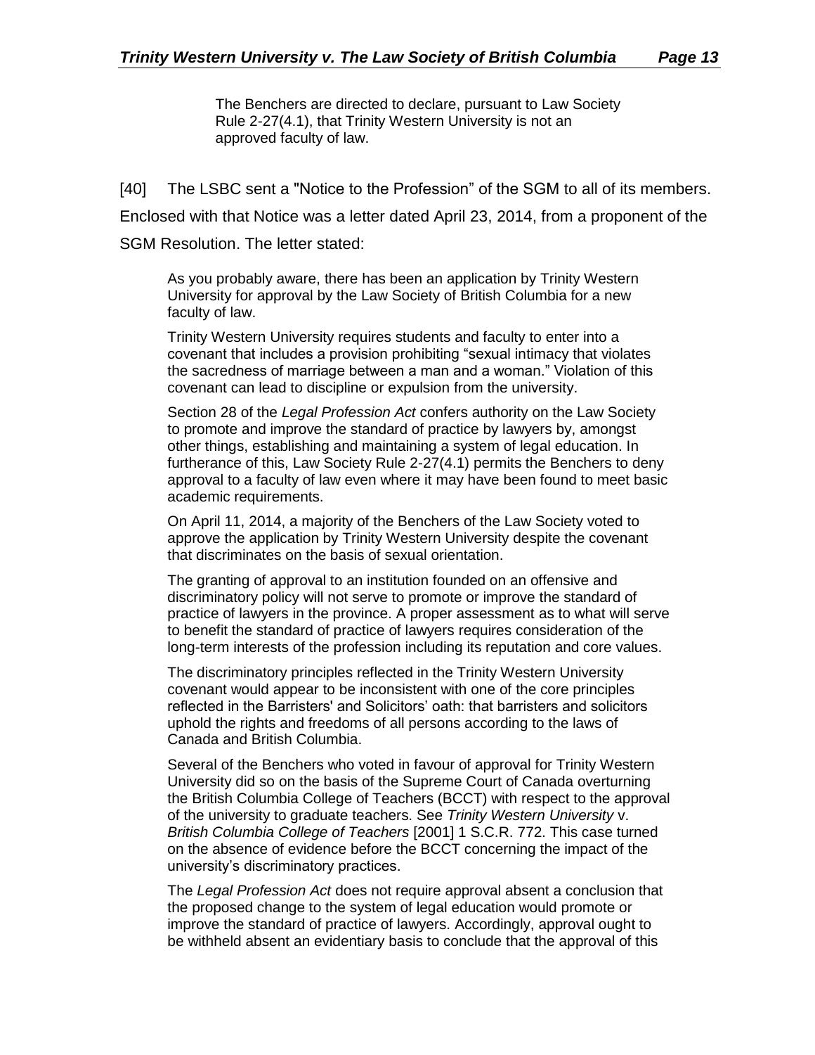> The Benchers are directed to declare, pursuant to Law Society Rule 2-27(4.1), that Trinity Western University is not an approved faculty of law.

[40] The LSBC sent a "Notice to the Profession" of the SGM to all of its members. Enclosed with that Notice was a letter dated April 23, 2014, from a proponent of the SGM Resolution. The letter stated:

> As you probably aware, there has been an application by Trinity Western University for approval by the Law Society of British Columbia for a new faculty of law.
>
> Trinity Western University requires students and faculty to enter into a covenant that includes a provision prohibiting "sexual intimacy that violates the sacredness of marriage between a man and a woman." Violation of this covenant can lead to discipline or expulsion from the university.
>
> Section 28 of the *Legal Profession Act* confers authority on the Law Society to promote and improve the standard of practice by lawyers by, amongst other things, establishing and maintaining a system of legal education. In furtherance of this, Law Society Rule 2-27(4.1) permits the Benchers to deny approval to a faculty of law even where it may have been found to meet basic academic requirements.
>
> On April 11, 2014, a majority of the Benchers of the Law Society voted to approve the application by Trinity Western University despite the covenant that discriminates on the basis of sexual orientation.
>
> The granting of approval to an institution founded on an offensive and discriminatory policy will not serve to promote or improve the standard of practice of lawyers in the province. A proper assessment as to what will serve to benefit the standard of practice of lawyers requires consideration of the long-term interests of the profession including its reputation and core values.
>
> The discriminatory principles reflected in the Trinity Western University covenant would appear to be inconsistent with one of the core principles reflected in the Barristers' and Solicitors' oath: that barristers and solicitors uphold the rights and freedoms of all persons according to the laws of Canada and British Columbia.
>
> Several of the Benchers who voted in favour of approval for Trinity Western University did so on the basis of the Supreme Court of Canada overturning the British Columbia College of Teachers (BCCT) with respect to the approval of the university to graduate teachers. See *Trinity Western University* v. *British Columbia College of Teachers* [2001] 1 S.C.R. 772. This case turned on the absence of evidence before the BCCT concerning the impact of the university's discriminatory practices.
>
> The *Legal Profession Act* does not require approval absent a conclusion that the proposed change to the system of legal education would promote or improve the standard of practice of lawyers. Accordingly, approval ought to be withheld absent an evidentiary basis to conclude that the approval of this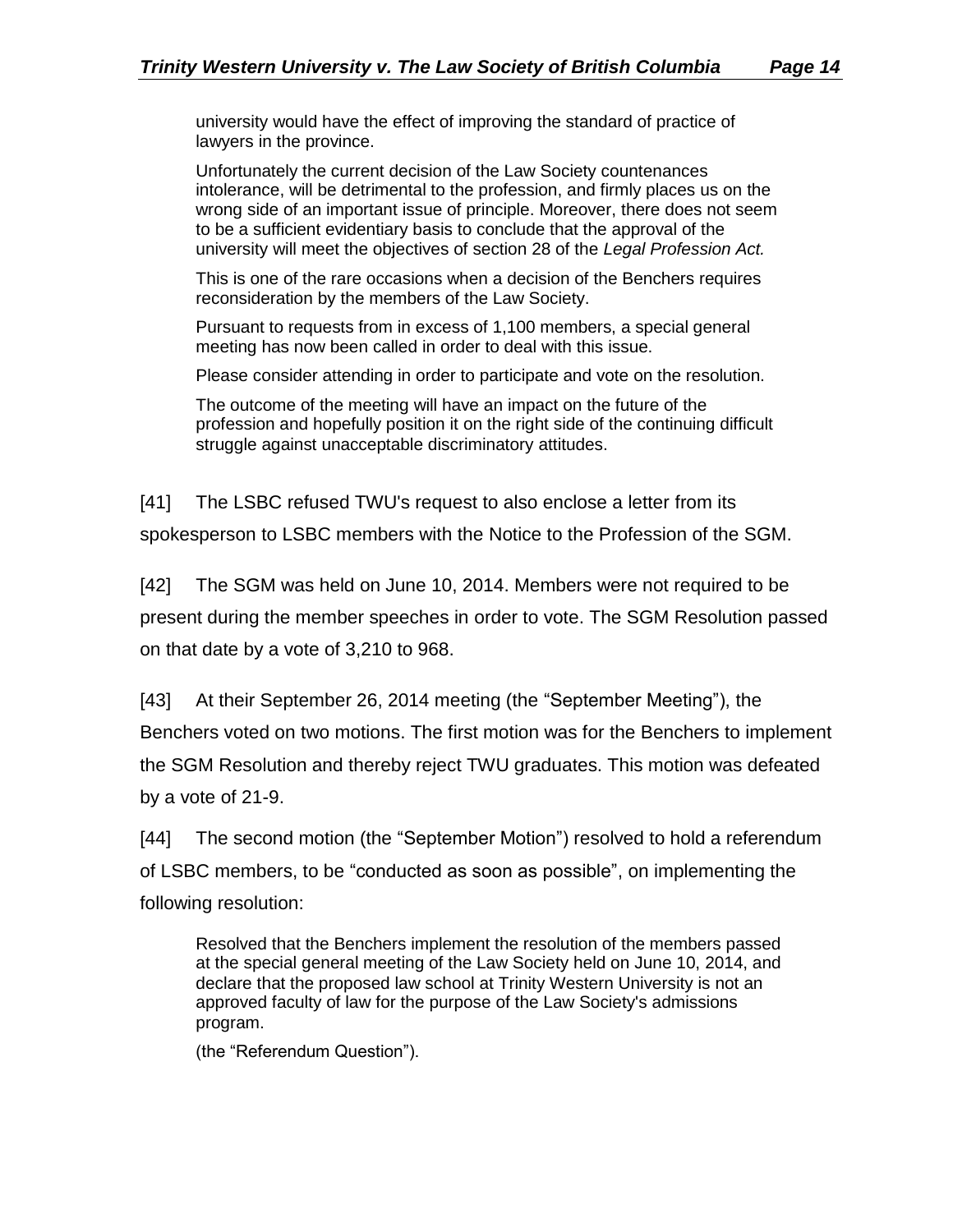> university would have the effect of improving the standard of practice of lawyers in the province.
>
> Unfortunately the current decision of the Law Society countenances intolerance, will be detrimental to the profession, and firmly places us on the wrong side of an important issue of principle. Moreover, there does not seem to be a sufficient evidentiary basis to conclude that the approval of the university will meet the objectives of section 28 of the *Legal Profession Act.*
>
> This is one of the rare occasions when a decision of the Benchers requires reconsideration by the members of the Law Society.
>
> Pursuant to requests from in excess of 1,100 members, a special general meeting has now been called in order to deal with this issue.
>
> Please consider attending in order to participate and vote on the resolution.
>
> The outcome of the meeting will have an impact on the future of the profession and hopefully position it on the right side of the continuing difficult struggle against unacceptable discriminatory attitudes.

[41] The LSBC refused TWU's request to also enclose a letter from its spokesperson to LSBC members with the Notice to the Profession of the SGM.

[42] The SGM was held on June 10, 2014. Members were not required to be present during the member speeches in order to vote. The SGM Resolution passed on that date by a vote of 3,210 to 968.

[43] At their September 26, 2014 meeting (the "September Meeting"), the Benchers voted on two motions. The first motion was for the Benchers to implement the SGM Resolution and thereby reject TWU graduates. This motion was defeated by a vote of 21-9.

[44] The second motion (the "September Motion") resolved to hold a referendum of LSBC members, to be "conducted as soon as possible", on implementing the following resolution:

> Resolved that the Benchers implement the resolution of the members passed at the special general meeting of the Law Society held on June 10, 2014, and declare that the proposed law school at Trinity Western University is not an approved faculty of law for the purpose of the Law Society's admissions program.
>
> (the "Referendum Question").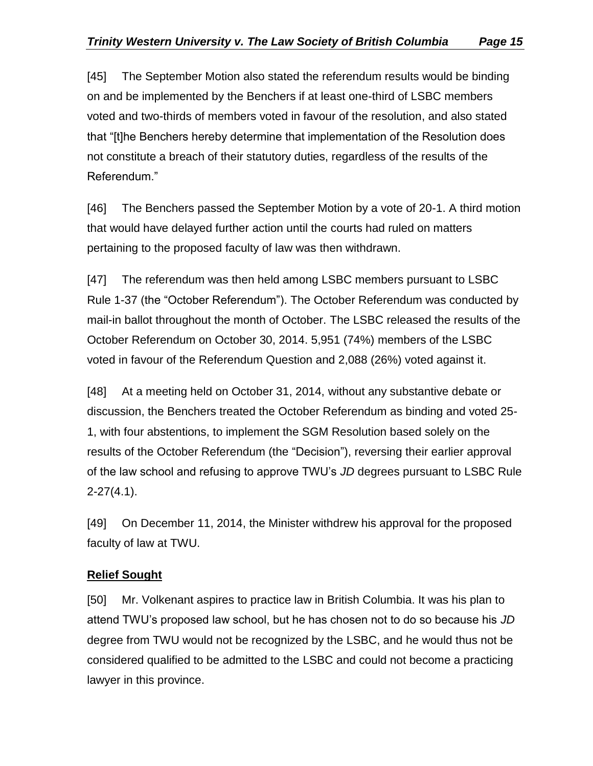[45] The September Motion also stated the referendum results would be binding on and be implemented by the Benchers if at least one-third of LSBC members voted and two-thirds of members voted in favour of the resolution, and also stated that "[t]he Benchers hereby determine that implementation of the Resolution does not constitute a breach of their statutory duties, regardless of the results of the Referendum."

[46] The Benchers passed the September Motion by a vote of 20-1. A third motion that would have delayed further action until the courts had ruled on matters pertaining to the proposed faculty of law was then withdrawn.

[47] The referendum was then held among LSBC members pursuant to LSBC Rule 1-37 (the "October Referendum"). The October Referendum was conducted by mail-in ballot throughout the month of October. The LSBC released the results of the October Referendum on October 30, 2014. 5,951 (74%) members of the LSBC voted in favour of the Referendum Question and 2,088 (26%) voted against it.

[48] At a meeting held on October 31, 2014, without any substantive debate or discussion, the Benchers treated the October Referendum as binding and voted 25-1, with four abstentions, to implement the SGM Resolution based solely on the results of the October Referendum (the "Decision"), reversing their earlier approval of the law school and refusing to approve TWU's *JD* degrees pursuant to LSBC Rule 2-27(4.1).

[49] On December 11, 2014, the Minister withdrew his approval for the proposed faculty of law at TWU.

## Relief Sought

[50] Mr. Volkenant aspires to practice law in British Columbia. It was his plan to attend TWU's proposed law school, but he has chosen not to do so because his *JD* degree from TWU would not be recognized by the LSBC, and he would thus not be considered qualified to be admitted to the LSBC and could not become a practicing lawyer in this province.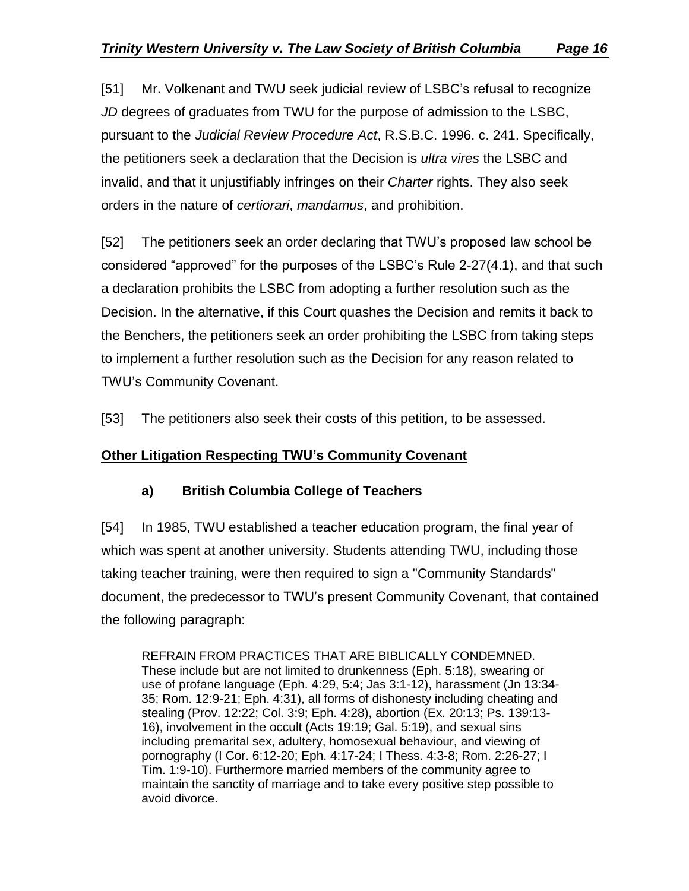[51] Mr. Volkenant and TWU seek judicial review of LSBC's refusal to recognize *JD* degrees of graduates from TWU for the purpose of admission to the LSBC, pursuant to the *Judicial Review Procedure Act*, R.S.B.C. 1996. c. 241. Specifically, the petitioners seek a declaration that the Decision is *ultra vires* the LSBC and invalid, and that it unjustifiably infringes on their *Charter* rights. They also seek orders in the nature of *certiorari*, *mandamus*, and prohibition.

[52] The petitioners seek an order declaring that TWU's proposed law school be considered "approved" for the purposes of the LSBC's Rule 2-27(4.1), and that such a declaration prohibits the LSBC from adopting a further resolution such as the Decision. In the alternative, if this Court quashes the Decision and remits it back to the Benchers, the petitioners seek an order prohibiting the LSBC from taking steps to implement a further resolution such as the Decision for any reason related to TWU's Community Covenant.

[53] The petitioners also seek their costs of this petition, to be assessed.

## Other Litigation Respecting TWU's Community Covenant

### a) British Columbia College of Teachers

[54] In 1985, TWU established a teacher education program, the final year of which was spent at another university. Students attending TWU, including those taking teacher training, were then required to sign a "Community Standards" document, the predecessor to TWU's present Community Covenant, that contained the following paragraph:

> REFRAIN FROM PRACTICES THAT ARE BIBLICALLY CONDEMNED. These include but are not limited to drunkenness (Eph. 5:18), swearing or use of profane language (Eph. 4:29, 5:4; Jas 3:1-12), harassment (Jn 13:34-35; Rom. 12:9-21; Eph. 4:31), all forms of dishonesty including cheating and stealing (Prov. 12:22; Col. 3:9; Eph. 4:28), abortion (Ex. 20:13; Ps. 139:13-16), involvement in the occult (Acts 19:19; Gal. 5:19), and sexual sins including premarital sex, adultery, homosexual behaviour, and viewing of pornography (I Cor. 6:12-20; Eph. 4:17-24; I Thess. 4:3-8; Rom. 2:26-27; I Tim. 1:9-10). Furthermore married members of the community agree to maintain the sanctity of marriage and to take every positive step possible to avoid divorce.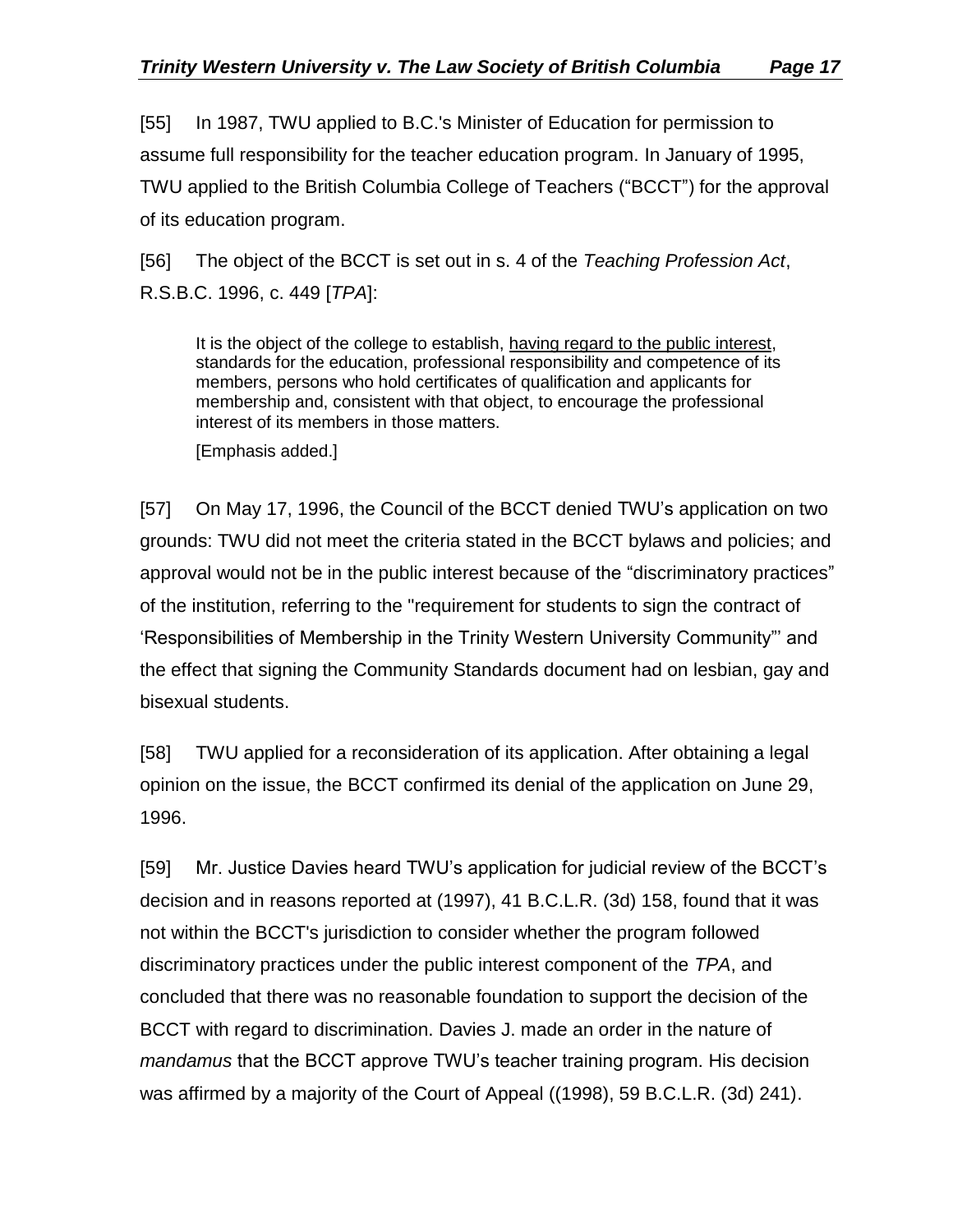[55] In 1987, TWU applied to B.C.'s Minister of Education for permission to assume full responsibility for the teacher education program. In January of 1995, TWU applied to the British Columbia College of Teachers ("BCCT") for the approval of its education program.

[56] The object of the BCCT is set out in s. 4 of the *Teaching Profession Act*, R.S.B.C. 1996, c. 449 [*TPA*]:

> It is the object of the college to establish, having regard to the public interest, standards for the education, professional responsibility and competence of its members, persons who hold certificates of qualification and applicants for membership and, consistent with that object, to encourage the professional interest of its members in those matters.
>
> [Emphasis added.]

[57] On May 17, 1996, the Council of the BCCT denied TWU's application on two grounds: TWU did not meet the criteria stated in the BCCT bylaws and policies; and approval would not be in the public interest because of the "discriminatory practices" of the institution, referring to the "requirement for students to sign the contract of 'Responsibilities of Membership in the Trinity Western University Community"' and the effect that signing the Community Standards document had on lesbian, gay and bisexual students.

[58] TWU applied for a reconsideration of its application. After obtaining a legal opinion on the issue, the BCCT confirmed its denial of the application on June 29, 1996.

[59] Mr. Justice Davies heard TWU's application for judicial review of the BCCT's decision and in reasons reported at (1997), 41 B.C.L.R. (3d) 158, found that it was not within the BCCT's jurisdiction to consider whether the program followed discriminatory practices under the public interest component of the *TPA*, and concluded that there was no reasonable foundation to support the decision of the BCCT with regard to discrimination. Davies J. made an order in the nature of *mandamus* that the BCCT approve TWU's teacher training program. His decision was affirmed by a majority of the Court of Appeal ((1998), 59 B.C.L.R. (3d) 241).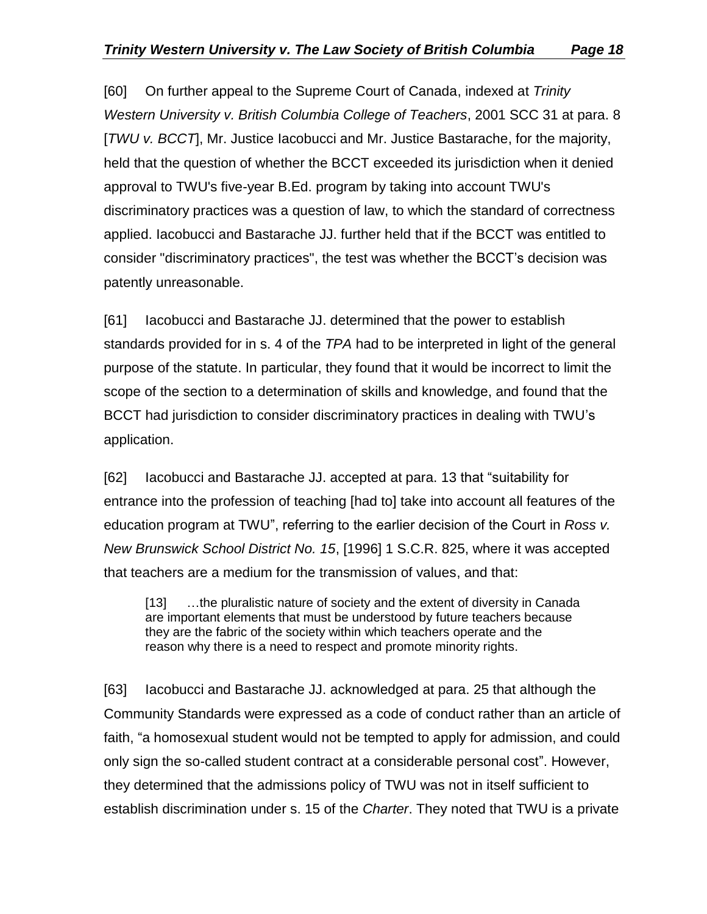[60] On further appeal to the Supreme Court of Canada, indexed at *Trinity Western University v. British Columbia College of Teachers*, 2001 SCC 31 at para. 8 [*TWU v. BCCT*], Mr. Justice Iacobucci and Mr. Justice Bastarache, for the majority, held that the question of whether the BCCT exceeded its jurisdiction when it denied approval to TWU's five-year B.Ed. program by taking into account TWU's discriminatory practices was a question of law, to which the standard of correctness applied. Iacobucci and Bastarache JJ. further held that if the BCCT was entitled to consider "discriminatory practices", the test was whether the BCCT's decision was patently unreasonable.

[61] Iacobucci and Bastarache JJ. determined that the power to establish standards provided for in s. 4 of the *TPA* had to be interpreted in light of the general purpose of the statute. In particular, they found that it would be incorrect to limit the scope of the section to a determination of skills and knowledge, and found that the BCCT had jurisdiction to consider discriminatory practices in dealing with TWU's application.

[62] Iacobucci and Bastarache JJ. accepted at para. 13 that "suitability for entrance into the profession of teaching [had to] take into account all features of the education program at TWU", referring to the earlier decision of the Court in *Ross v. New Brunswick School District No. 15*, [1996] 1 S.C.R. 825, where it was accepted that teachers are a medium for the transmission of values, and that:

> [13] …the pluralistic nature of society and the extent of diversity in Canada are important elements that must be understood by future teachers because they are the fabric of the society within which teachers operate and the reason why there is a need to respect and promote minority rights.

[63] Iacobucci and Bastarache JJ. acknowledged at para. 25 that although the Community Standards were expressed as a code of conduct rather than an article of faith, "a homosexual student would not be tempted to apply for admission, and could only sign the so-called student contract at a considerable personal cost". However, they determined that the admissions policy of TWU was not in itself sufficient to establish discrimination under s. 15 of the *Charter*. They noted that TWU is a private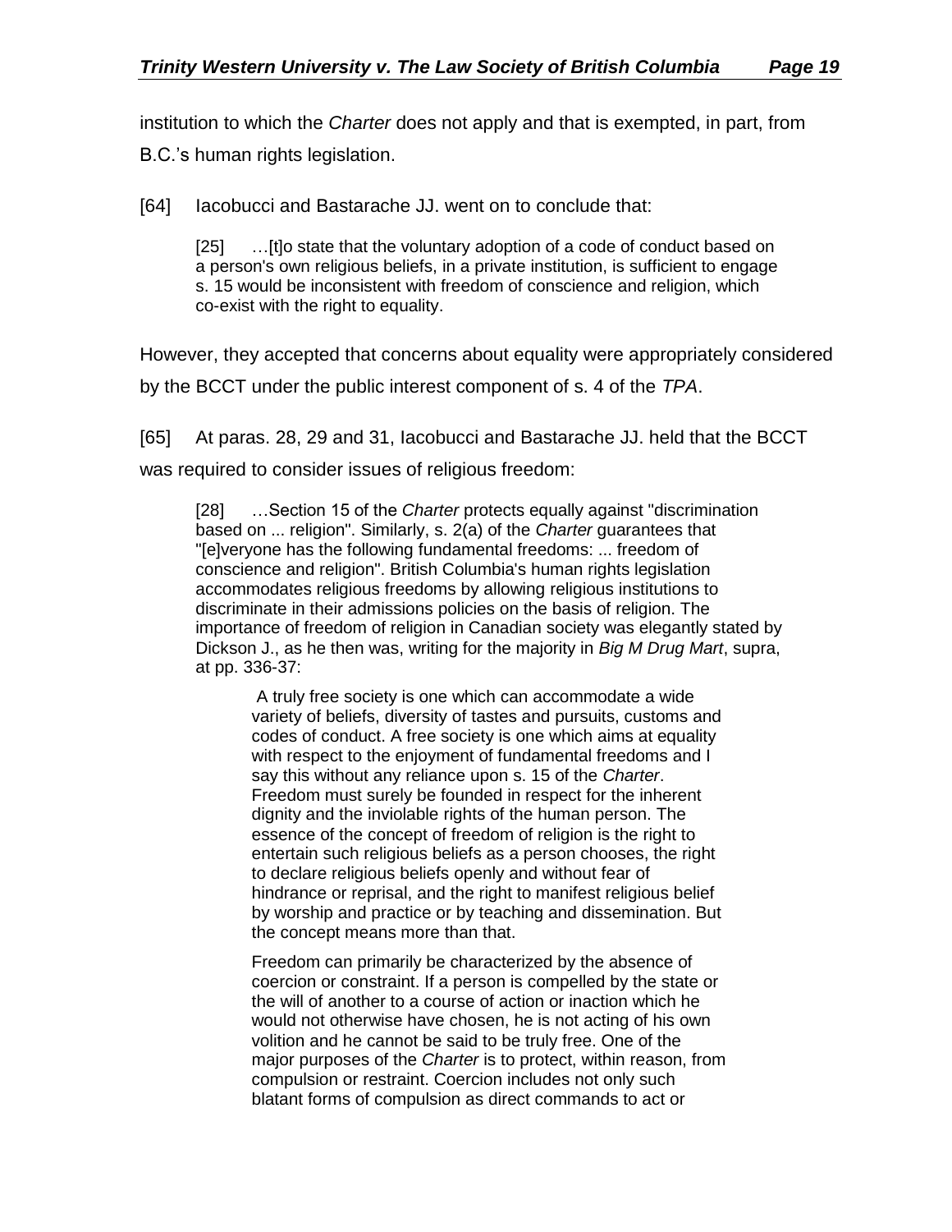institution to which the *Charter* does not apply and that is exempted, in part, from B.C.'s human rights legislation.

[64] Iacobucci and Bastarache JJ. went on to conclude that:

> [25] …[t]o state that the voluntary adoption of a code of conduct based on a person's own religious beliefs, in a private institution, is sufficient to engage s. 15 would be inconsistent with freedom of conscience and religion, which co-exist with the right to equality.

However, they accepted that concerns about equality were appropriately considered by the BCCT under the public interest component of s. 4 of the *TPA*.

[65] At paras. 28, 29 and 31, Iacobucci and Bastarache JJ. held that the BCCT was required to consider issues of religious freedom:

> [28] …Section 15 of the *Charter* protects equally against "discrimination based on ... religion". Similarly, s. 2(a) of the *Charter* guarantees that "[e]veryone has the following fundamental freedoms: ... freedom of conscience and religion". British Columbia's human rights legislation accommodates religious freedoms by allowing religious institutions to discriminate in their admissions policies on the basis of religion. The importance of freedom of religion in Canadian society was elegantly stated by Dickson J., as he then was, writing for the majority in *Big M Drug Mart*, supra, at pp. 336-37:
>
> > A truly free society is one which can accommodate a wide variety of beliefs, diversity of tastes and pursuits, customs and codes of conduct. A free society is one which aims at equality with respect to the enjoyment of fundamental freedoms and I say this without any reliance upon s. 15 of the *Charter*. Freedom must surely be founded in respect for the inherent dignity and the inviolable rights of the human person. The essence of the concept of freedom of religion is the right to entertain such religious beliefs as a person chooses, the right to declare religious beliefs openly and without fear of hindrance or reprisal, and the right to manifest religious belief by worship and practice or by teaching and dissemination. But the concept means more than that.
> >
> > Freedom can primarily be characterized by the absence of coercion or constraint. If a person is compelled by the state or the will of another to a course of action or inaction which he would not otherwise have chosen, he is not acting of his own volition and he cannot be said to be truly free. One of the major purposes of the *Charter* is to protect, within reason, from compulsion or restraint. Coercion includes not only such blatant forms of compulsion as direct commands to act or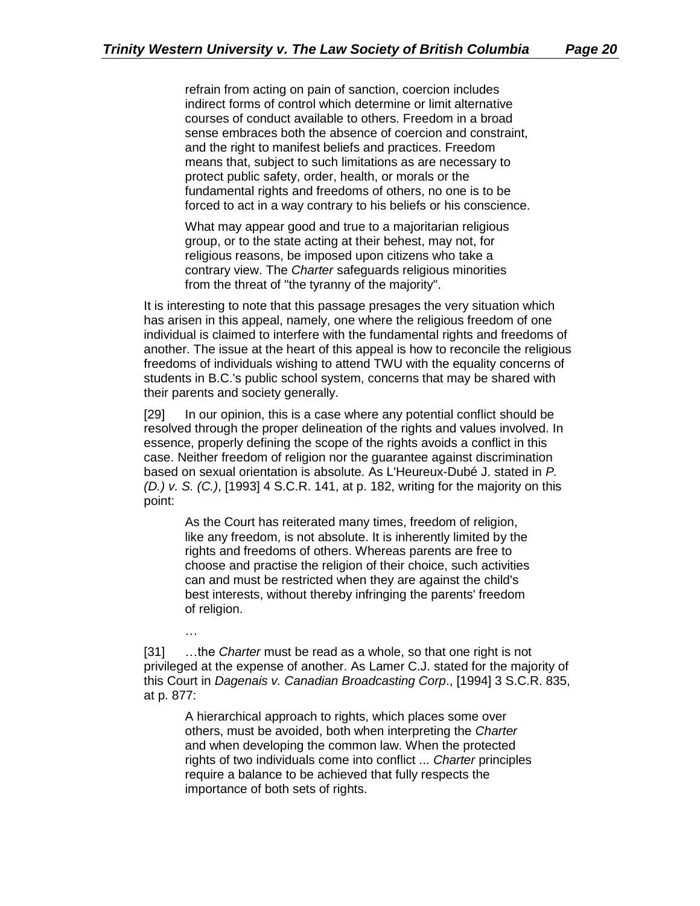> refrain from acting on pain of sanction, coercion includes indirect forms of control which determine or limit alternative courses of conduct available to others. Freedom in a broad sense embraces both the absence of coercion and constraint, and the right to manifest beliefs and practices. Freedom means that, subject to such limitations as are necessary to protect public safety, order, health, or morals or the fundamental rights and freedoms of others, no one is to be forced to act in a way contrary to his beliefs or his conscience.
>
> What may appear good and true to a majoritarian religious group, or to the state acting at their behest, may not, for religious reasons, be imposed upon citizens who take a contrary view. The *Charter* safeguards religious minorities from the threat of "the tyranny of the majority".

It is interesting to note that this passage presages the very situation which has arisen in this appeal, namely, one where the religious freedom of one individual is claimed to interfere with the fundamental rights and freedoms of another. The issue at the heart of this appeal is how to reconcile the religious freedoms of individuals wishing to attend TWU with the equality concerns of students in B.C.'s public school system, concerns that may be shared with their parents and society generally.

[29] In our opinion, this is a case where any potential conflict should be resolved through the proper delineation of the rights and values involved. In essence, properly defining the scope of the rights avoids a conflict in this case. Neither freedom of religion nor the guarantee against discrimination based on sexual orientation is absolute. As L'Heureux-Dubé J. stated in *P. (D.) v. S. (C.)*, [1993] 4 S.C.R. 141, at p. 182, writing for the majority on this point:

> As the Court has reiterated many times, freedom of religion, like any freedom, is not absolute. It is inherently limited by the rights and freedoms of others. Whereas parents are free to choose and practise the religion of their choice, such activities can and must be restricted when they are against the child's best interests, without thereby infringing the parents' freedom of religion.

…

[31] …the *Charter* must be read as a whole, so that one right is not privileged at the expense of another. As Lamer C.J. stated for the majority of this Court in *Dagenais v. Canadian Broadcasting Corp*., [1994] 3 S.C.R. 835, at p. 877:

> A hierarchical approach to rights, which places some over others, must be avoided, both when interpreting the *Charter* and when developing the common law. When the protected rights of two individuals come into conflict ... *Charter* principles require a balance to be achieved that fully respects the importance of both sets of rights.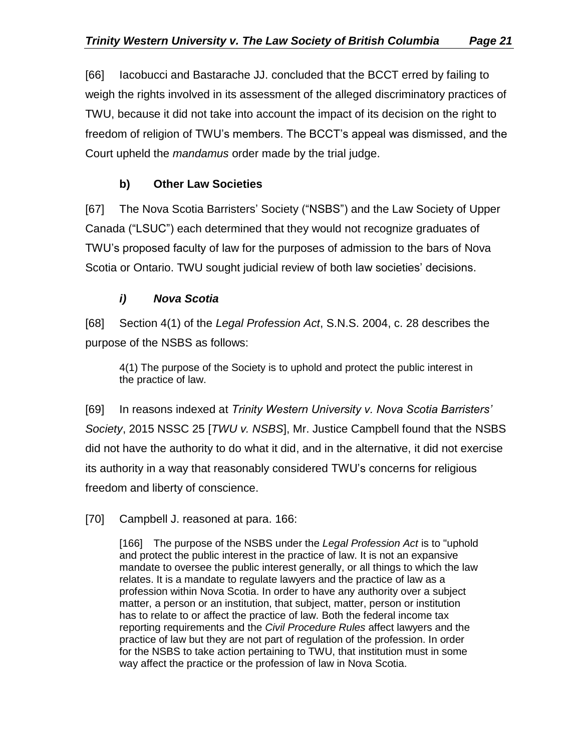[66] Iacobucci and Bastarache JJ. concluded that the BCCT erred by failing to weigh the rights involved in its assessment of the alleged discriminatory practices of TWU, because it did not take into account the impact of its decision on the right to freedom of religion of TWU's members. The BCCT's appeal was dismissed, and the Court upheld the *mandamus* order made by the trial judge.

### b) Other Law Societies

[67] The Nova Scotia Barristers' Society ("NSBS") and the Law Society of Upper Canada ("LSUC") each determined that they would not recognize graduates of TWU's proposed faculty of law for the purposes of admission to the bars of Nova Scotia or Ontario. TWU sought judicial review of both law societies' decisions.

#### *i) Nova Scotia*

[68] Section 4(1) of the *Legal Profession Act*, S.N.S. 2004, c. 28 describes the purpose of the NSBS as follows:

> 4(1) The purpose of the Society is to uphold and protect the public interest in the practice of law.

[69] In reasons indexed at *Trinity Western University v. Nova Scotia Barristers' Society*, 2015 NSSC 25 [*TWU v. NSBS*], Mr. Justice Campbell found that the NSBS did not have the authority to do what it did, and in the alternative, it did not exercise its authority in a way that reasonably considered TWU's concerns for religious freedom and liberty of conscience.

[70] Campbell J. reasoned at para. 166:

> [166] The purpose of the NSBS under the *Legal Profession Act* is to "uphold and protect the public interest in the practice of law. It is not an expansive mandate to oversee the public interest generally, or all things to which the law relates. It is a mandate to regulate lawyers and the practice of law as a profession within Nova Scotia. In order to have any authority over a subject matter, a person or an institution, that subject, matter, person or institution has to relate to or affect the practice of law. Both the federal income tax reporting requirements and the *Civil Procedure Rules* affect lawyers and the practice of law but they are not part of regulation of the profession. In order for the NSBS to take action pertaining to TWU, that institution must in some way affect the practice or the profession of law in Nova Scotia.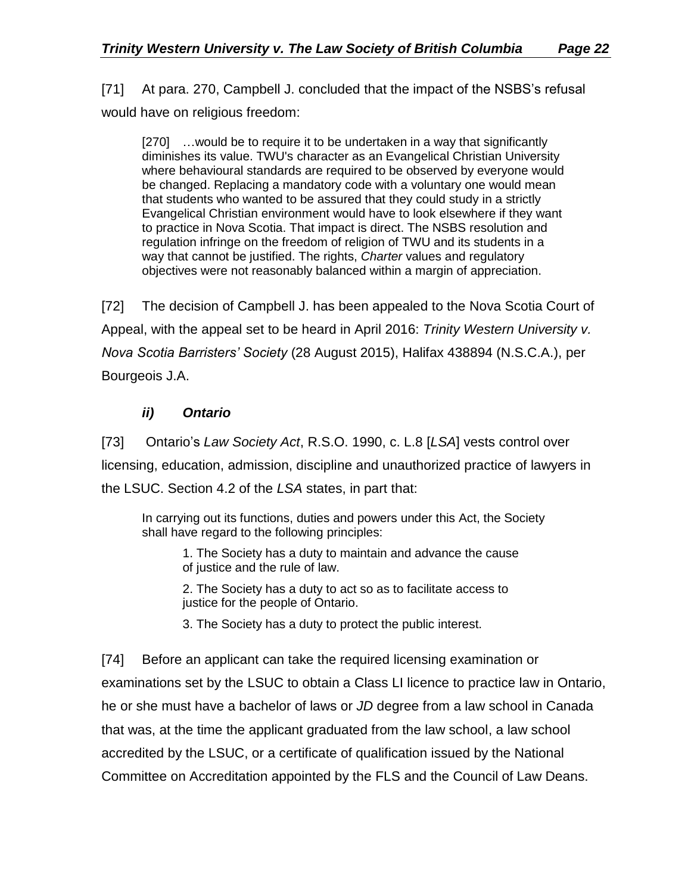[71] At para. 270, Campbell J. concluded that the impact of the NSBS's refusal would have on religious freedom:

> [270] …would be to require it to be undertaken in a way that significantly diminishes its value. TWU's character as an Evangelical Christian University where behavioural standards are required to be observed by everyone would be changed. Replacing a mandatory code with a voluntary one would mean that students who wanted to be assured that they could study in a strictly Evangelical Christian environment would have to look elsewhere if they want to practice in Nova Scotia. That impact is direct. The NSBS resolution and regulation infringe on the freedom of religion of TWU and its students in a way that cannot be justified. The rights, *Charter* values and regulatory objectives were not reasonably balanced within a margin of appreciation.

[72] The decision of Campbell J. has been appealed to the Nova Scotia Court of Appeal, with the appeal set to be heard in April 2016: *Trinity Western University v. Nova Scotia Barristers' Society* (28 August 2015), Halifax 438894 (N.S.C.A.), per Bourgeois J.A.

### *ii) Ontario*

[73] Ontario's *Law Society Act*, R.S.O. 1990, c. L.8 [*LSA*] vests control over licensing, education, admission, discipline and unauthorized practice of lawyers in the LSUC. Section 4.2 of the *LSA* states, in part that:

> In carrying out its functions, duties and powers under this Act, the Society shall have regard to the following principles:
>
> > 1. The Society has a duty to maintain and advance the cause of justice and the rule of law.
> >
> > 2. The Society has a duty to act so as to facilitate access to justice for the people of Ontario.
> >
> > 3. The Society has a duty to protect the public interest.

[74] Before an applicant can take the required licensing examination or examinations set by the LSUC to obtain a Class LI licence to practice law in Ontario, he or she must have a bachelor of laws or *JD* degree from a law school in Canada that was, at the time the applicant graduated from the law school, a law school accredited by the LSUC, or a certificate of qualification issued by the National Committee on Accreditation appointed by the FLS and the Council of Law Deans.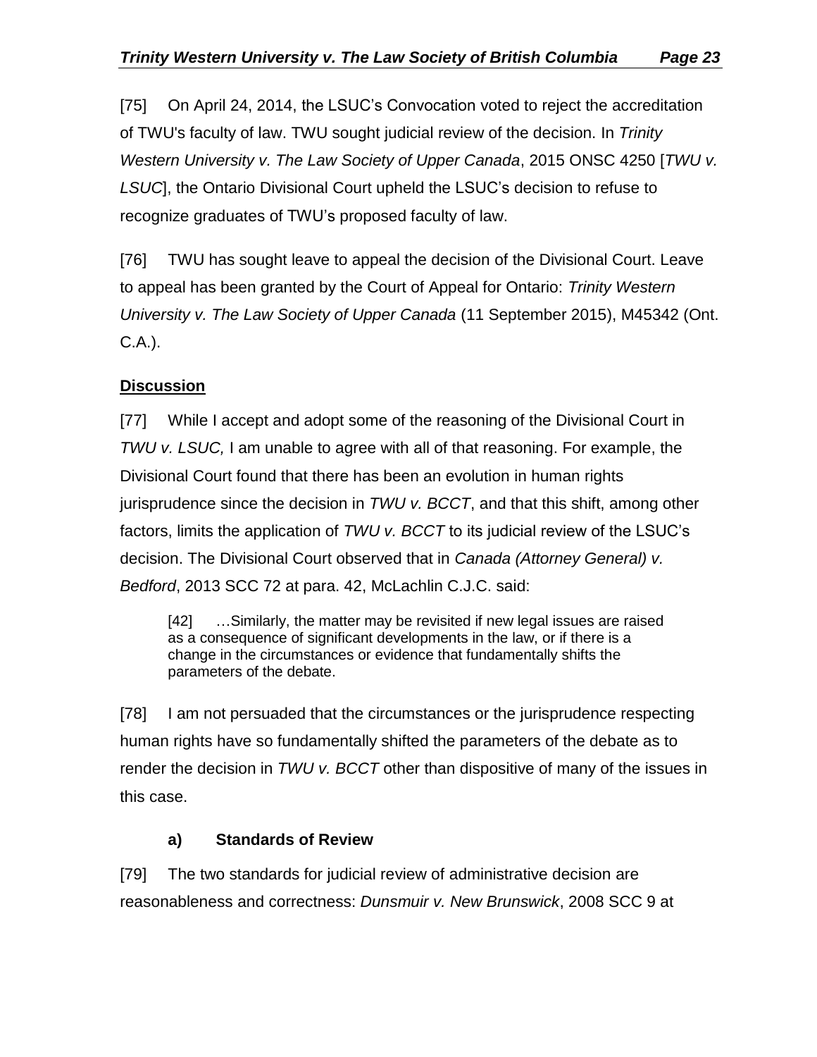[75] On April 24, 2014, the LSUC's Convocation voted to reject the accreditation of TWU's faculty of law. TWU sought judicial review of the decision. In *Trinity Western University v. The Law Society of Upper Canada*, 2015 ONSC 4250 [*TWU v. LSUC*], the Ontario Divisional Court upheld the LSUC's decision to refuse to recognize graduates of TWU's proposed faculty of law.

[76] TWU has sought leave to appeal the decision of the Divisional Court. Leave to appeal has been granted by the Court of Appeal for Ontario: *Trinity Western University v. The Law Society of Upper Canada* (11 September 2015), M45342 (Ont. C.A.).

## Discussion

[77] While I accept and adopt some of the reasoning of the Divisional Court in *TWU v. LSUC,* I am unable to agree with all of that reasoning. For example, the Divisional Court found that there has been an evolution in human rights jurisprudence since the decision in *TWU v. BCCT*, and that this shift, among other factors, limits the application of *TWU v. BCCT* to its judicial review of the LSUC's decision. The Divisional Court observed that in *Canada (Attorney General) v. Bedford*, 2013 SCC 72 at para. 42, McLachlin C.J.C. said:

> [42] …Similarly, the matter may be revisited if new legal issues are raised as a consequence of significant developments in the law, or if there is a change in the circumstances or evidence that fundamentally shifts the parameters of the debate.

[78] I am not persuaded that the circumstances or the jurisprudence respecting human rights have so fundamentally shifted the parameters of the debate as to render the decision in *TWU v. BCCT* other than dispositive of many of the issues in this case.

### a) Standards of Review

[79] The two standards for judicial review of administrative decision are reasonableness and correctness: *Dunsmuir v. New Brunswick*, 2008 SCC 9 at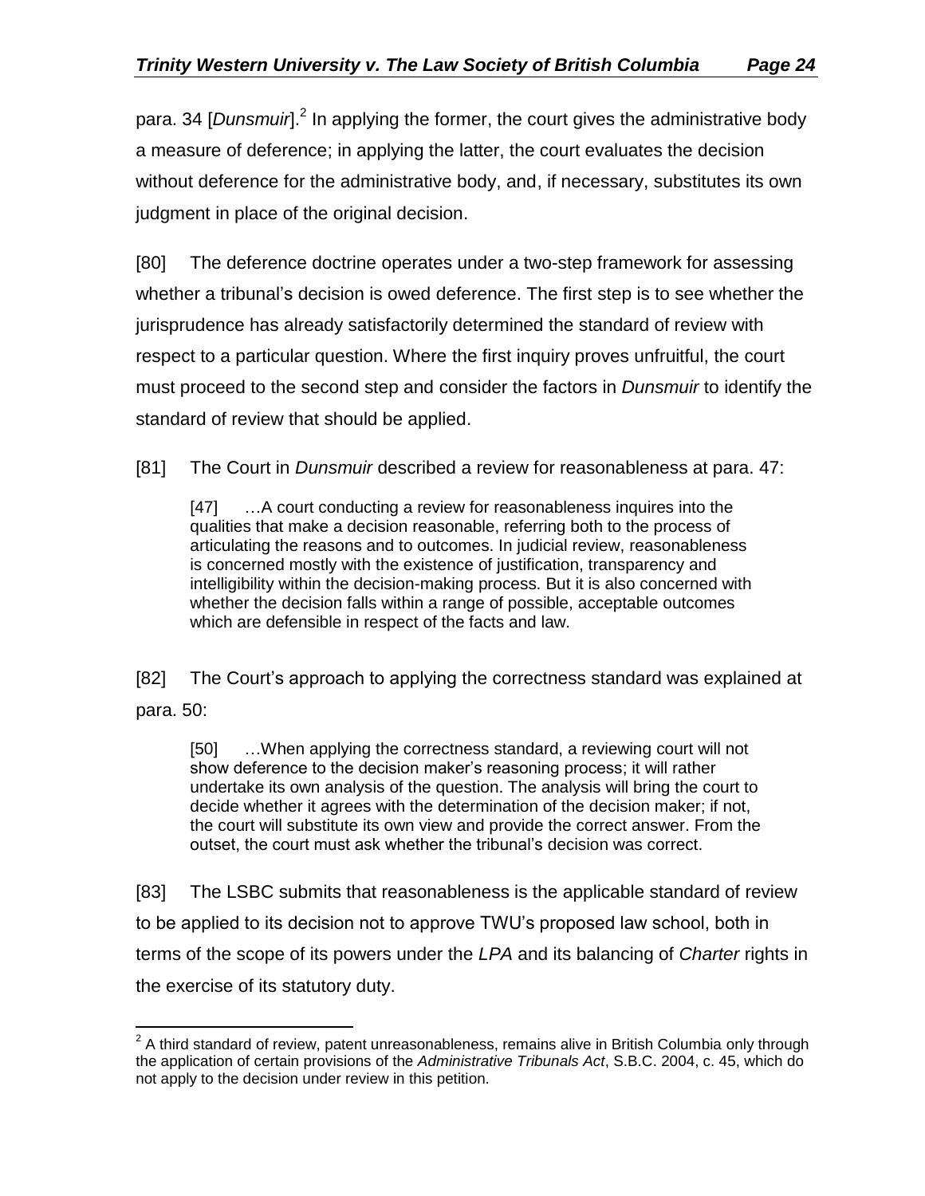para. 34 [*Dunsmuir*].[2] In applying the former, the court gives the administrative body a measure of deference; in applying the latter, the court evaluates the decision without deference for the administrative body, and, if necessary, substitutes its own judgment in place of the original decision.

[80] The deference doctrine operates under a two-step framework for assessing whether a tribunal's decision is owed deference. The first step is to see whether the jurisprudence has already satisfactorily determined the standard of review with respect to a particular question. Where the first inquiry proves unfruitful, the court must proceed to the second step and consider the factors in *Dunsmuir* to identify the standard of review that should be applied.

[81] The Court in *Dunsmuir* described a review for reasonableness at para. 47:

> [47] …A court conducting a review for reasonableness inquires into the qualities that make a decision reasonable, referring both to the process of articulating the reasons and to outcomes. In judicial review, reasonableness is concerned mostly with the existence of justification, transparency and intelligibility within the decision-making process. But it is also concerned with whether the decision falls within a range of possible, acceptable outcomes which are defensible in respect of the facts and law.

[82] The Court's approach to applying the correctness standard was explained at para. 50:

> [50] …When applying the correctness standard, a reviewing court will not show deference to the decision maker's reasoning process; it will rather undertake its own analysis of the question. The analysis will bring the court to decide whether it agrees with the determination of the decision maker; if not, the court will substitute its own view and provide the correct answer. From the outset, the court must ask whether the tribunal's decision was correct.

[83] The LSBC submits that reasonableness is the applicable standard of review to be applied to its decision not to approve TWU's proposed law school, both in terms of the scope of its powers under the *LPA* and its balancing of *Charter* rights in the exercise of its statutory duty.

---

[2] A third standard of review, patent unreasonableness, remains alive in British Columbia only through the application of certain provisions of the *Administrative Tribunals Act*, S.B.C. 2004, c. 45, which do not apply to the decision under review in this petition.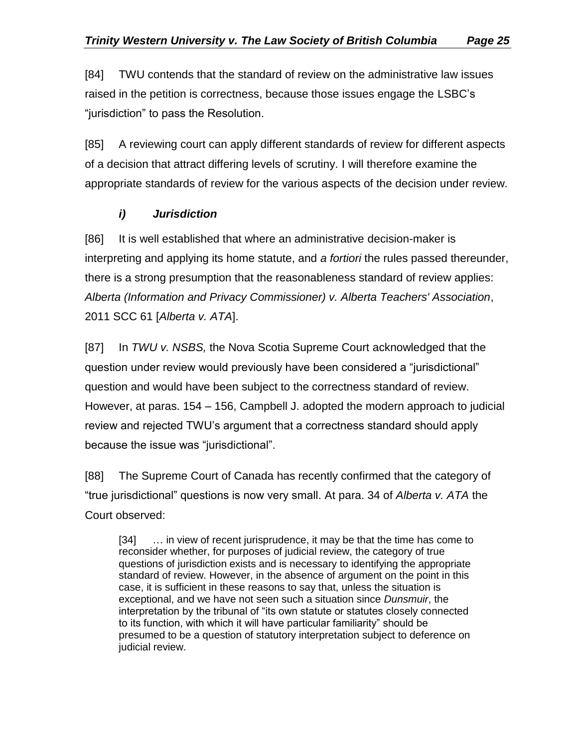[84] TWU contends that the standard of review on the administrative law issues raised in the petition is correctness, because those issues engage the LSBC's "jurisdiction" to pass the Resolution.

[85] A reviewing court can apply different standards of review for different aspects of a decision that attract differing levels of scrutiny. I will therefore examine the appropriate standards of review for the various aspects of the decision under review.

### *i) Jurisdiction*

[86] It is well established that where an administrative decision-maker is interpreting and applying its home statute, and *a fortiori* the rules passed thereunder, there is a strong presumption that the reasonableness standard of review applies: *Alberta (Information and Privacy Commissioner) v. Alberta Teachers' Association*, 2011 SCC 61 [*Alberta v. ATA*].

[87] In *TWU v. NSBS,* the Nova Scotia Supreme Court acknowledged that the question under review would previously have been considered a "jurisdictional" question and would have been subject to the correctness standard of review. However, at paras. 154 – 156, Campbell J. adopted the modern approach to judicial review and rejected TWU's argument that a correctness standard should apply because the issue was "jurisdictional".

[88] The Supreme Court of Canada has recently confirmed that the category of "true jurisdictional" questions is now very small. At para. 34 of *Alberta v. ATA* the Court observed:

> [34] … in view of recent jurisprudence, it may be that the time has come to reconsider whether, for purposes of judicial review, the category of true questions of jurisdiction exists and is necessary to identifying the appropriate standard of review. However, in the absence of argument on the point in this case, it is sufficient in these reasons to say that, unless the situation is exceptional, and we have not seen such a situation since *Dunsmuir*, the interpretation by the tribunal of "its own statute or statutes closely connected to its function, with which it will have particular familiarity" should be presumed to be a question of statutory interpretation subject to deference on judicial review.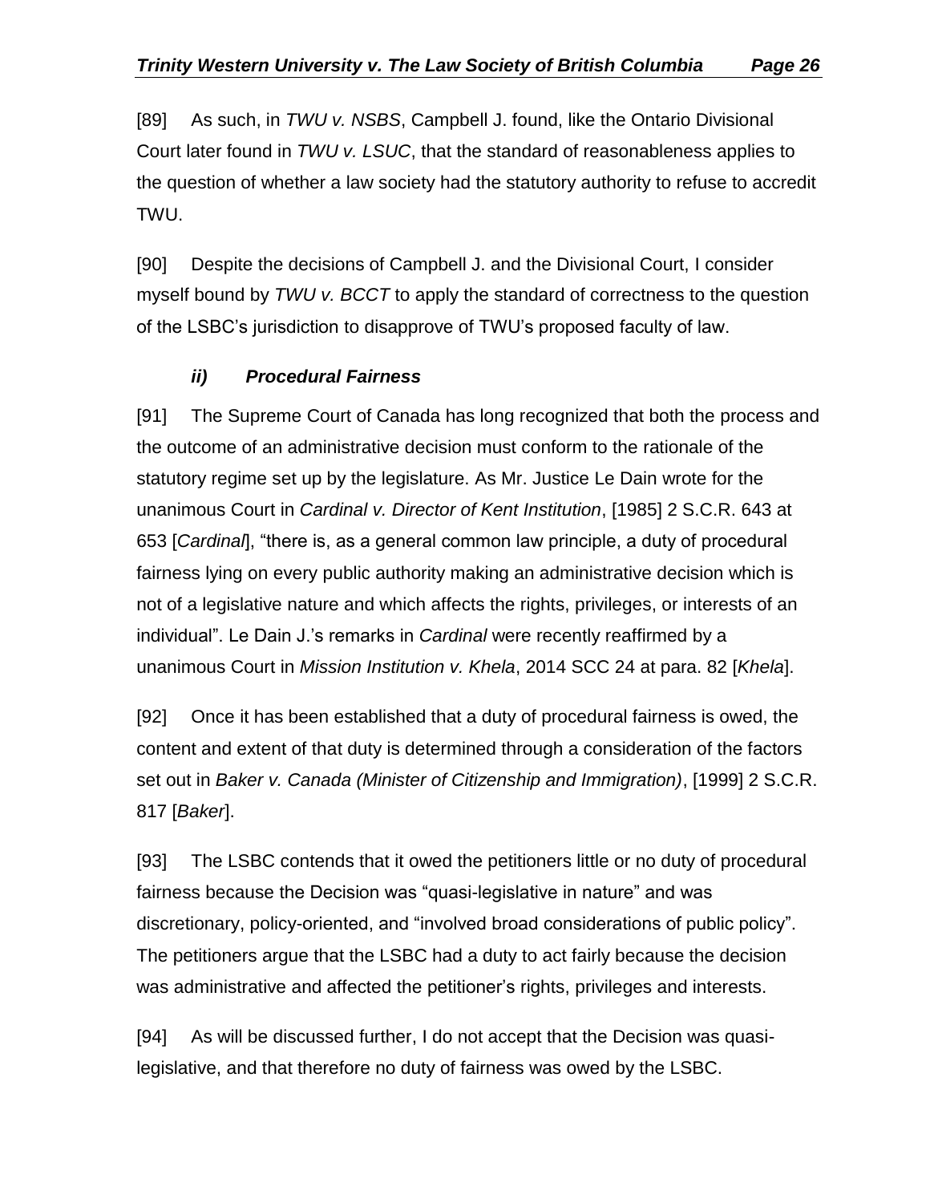[89] As such, in *TWU v. NSBS*, Campbell J. found, like the Ontario Divisional Court later found in *TWU v. LSUC*, that the standard of reasonableness applies to the question of whether a law society had the statutory authority to refuse to accredit TWU.

[90] Despite the decisions of Campbell J. and the Divisional Court, I consider myself bound by *TWU v. BCCT* to apply the standard of correctness to the question of the LSBC's jurisdiction to disapprove of TWU's proposed faculty of law.

### *ii) Procedural Fairness*

[91] The Supreme Court of Canada has long recognized that both the process and the outcome of an administrative decision must conform to the rationale of the statutory regime set up by the legislature. As Mr. Justice Le Dain wrote for the unanimous Court in *Cardinal v. Director of Kent Institution*, [1985] 2 S.C.R. 643 at 653 [*Cardinal*], "there is, as a general common law principle, a duty of procedural fairness lying on every public authority making an administrative decision which is not of a legislative nature and which affects the rights, privileges, or interests of an individual". Le Dain J.'s remarks in *Cardinal* were recently reaffirmed by a unanimous Court in *Mission Institution v. Khela*, 2014 SCC 24 at para. 82 [*Khela*].

[92] Once it has been established that a duty of procedural fairness is owed, the content and extent of that duty is determined through a consideration of the factors set out in *Baker v. Canada (Minister of Citizenship and Immigration)*, [1999] 2 S.C.R. 817 [*Baker*].

[93] The LSBC contends that it owed the petitioners little or no duty of procedural fairness because the Decision was "quasi-legislative in nature" and was discretionary, policy-oriented, and "involved broad considerations of public policy". The petitioners argue that the LSBC had a duty to act fairly because the decision was administrative and affected the petitioner's rights, privileges and interests.

[94] As will be discussed further, I do not accept that the Decision was quasi-legislative, and that therefore no duty of fairness was owed by the LSBC.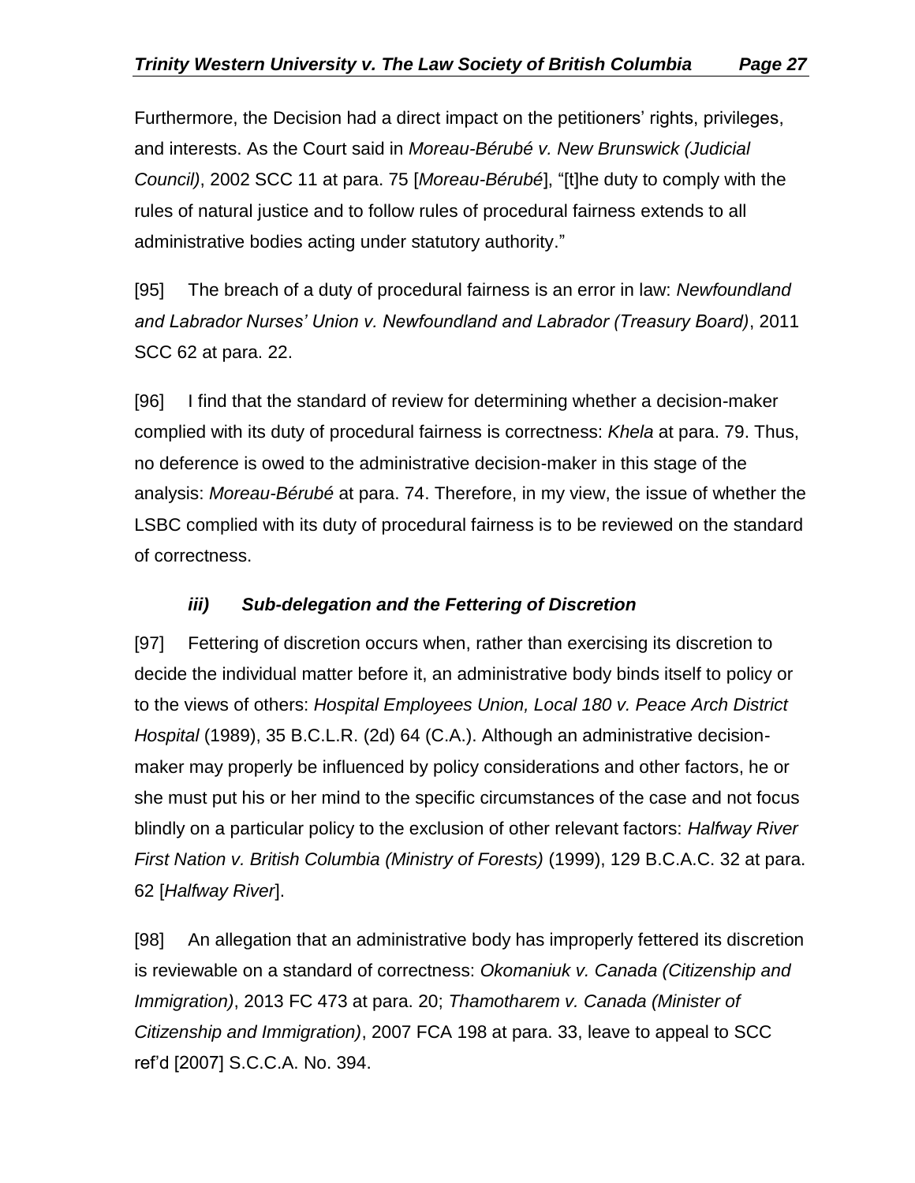Furthermore, the Decision had a direct impact on the petitioners' rights, privileges, and interests. As the Court said in *Moreau-Bérubé v. New Brunswick (Judicial Council)*, 2002 SCC 11 at para. 75 [*Moreau-Bérubé*], "[t]he duty to comply with the rules of natural justice and to follow rules of procedural fairness extends to all administrative bodies acting under statutory authority."

[95] The breach of a duty of procedural fairness is an error in law: *Newfoundland and Labrador Nurses' Union v. Newfoundland and Labrador (Treasury Board)*, 2011 SCC 62 at para. 22.

[96] I find that the standard of review for determining whether a decision-maker complied with its duty of procedural fairness is correctness: *Khela* at para. 79. Thus, no deference is owed to the administrative decision-maker in this stage of the analysis: *Moreau-Bérubé* at para. 74. Therefore, in my view, the issue of whether the LSBC complied with its duty of procedural fairness is to be reviewed on the standard of correctness.

### *iii) Sub-delegation and the Fettering of Discretion*

[97] Fettering of discretion occurs when, rather than exercising its discretion to decide the individual matter before it, an administrative body binds itself to policy or to the views of others: *Hospital Employees Union, Local 180 v. Peace Arch District Hospital* (1989), 35 B.C.L.R. (2d) 64 (C.A.). Although an administrative decision-maker may properly be influenced by policy considerations and other factors, he or she must put his or her mind to the specific circumstances of the case and not focus blindly on a particular policy to the exclusion of other relevant factors: *Halfway River First Nation v. British Columbia (Ministry of Forests)* (1999), 129 B.C.A.C. 32 at para. 62 [*Halfway River*].

[98] An allegation that an administrative body has improperly fettered its discretion is reviewable on a standard of correctness: *Okomaniuk v. Canada (Citizenship and Immigration)*, 2013 FC 473 at para. 20; *Thamotharem v. Canada (Minister of Citizenship and Immigration)*, 2007 FCA 198 at para. 33, leave to appeal to SCC ref'd [2007] S.C.C.A. No. 394.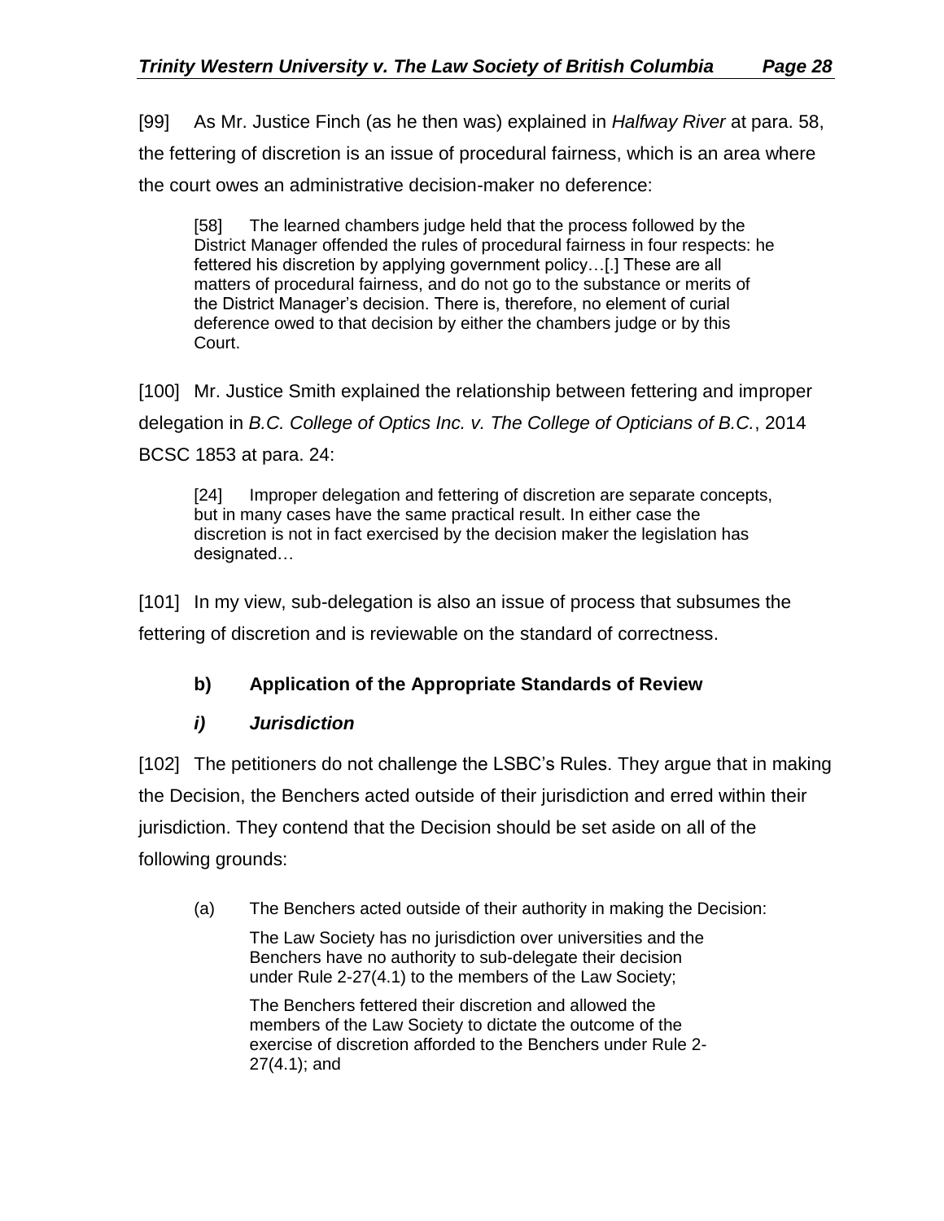[99] As Mr. Justice Finch (as he then was) explained in *Halfway River* at para. 58, the fettering of discretion is an issue of procedural fairness, which is an area where the court owes an administrative decision-maker no deference:

> [58] The learned chambers judge held that the process followed by the District Manager offended the rules of procedural fairness in four respects: he fettered his discretion by applying government policy…[.] These are all matters of procedural fairness, and do not go to the substance or merits of the District Manager's decision. There is, therefore, no element of curial deference owed to that decision by either the chambers judge or by this Court.

[100] Mr. Justice Smith explained the relationship between fettering and improper delegation in *B.C. College of Optics Inc. v. The College of Opticians of B.C.*, 2014 BCSC 1853 at para. 24:

> [24] Improper delegation and fettering of discretion are separate concepts, but in many cases have the same practical result. In either case the discretion is not in fact exercised by the decision maker the legislation has designated…

[101] In my view, sub-delegation is also an issue of process that subsumes the fettering of discretion and is reviewable on the standard of correctness.

### b) Application of the Appropriate Standards of Review

#### *i) Jurisdiction*

[102] The petitioners do not challenge the LSBC's Rules. They argue that in making the Decision, the Benchers acted outside of their jurisdiction and erred within their jurisdiction. They contend that the Decision should be set aside on all of the following grounds:

(a) The Benchers acted outside of their authority in making the Decision:

> The Law Society has no jurisdiction over universities and the Benchers have no authority to sub-delegate their decision under Rule 2-27(4.1) to the members of the Law Society;
>
> The Benchers fettered their discretion and allowed the members of the Law Society to dictate the outcome of the exercise of discretion afforded to the Benchers under Rule 2-27(4.1); and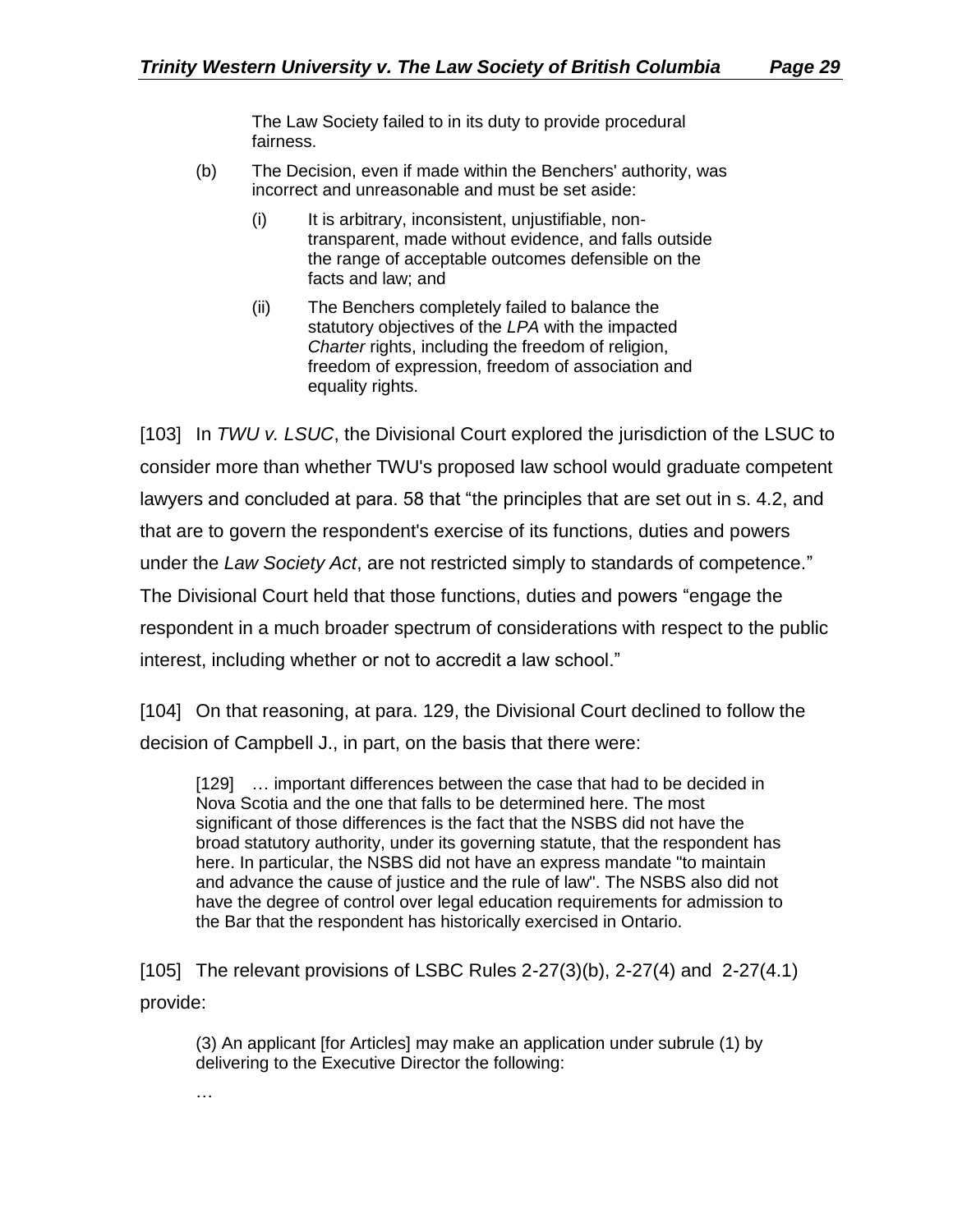The Law Society failed to in its duty to provide procedural fairness.

(b) The Decision, even if made within the Benchers' authority, was incorrect and unreasonable and must be set aside:

(i) It is arbitrary, inconsistent, unjustifiable, non-transparent, made without evidence, and falls outside the range of acceptable outcomes defensible on the facts and law; and

(ii) The Benchers completely failed to balance the statutory objectives of the *LPA* with the impacted *Charter* rights, including the freedom of religion, freedom of expression, freedom of association and equality rights.

[103] In *TWU v. LSUC*, the Divisional Court explored the jurisdiction of the LSUC to consider more than whether TWU's proposed law school would graduate competent lawyers and concluded at para. 58 that "the principles that are set out in s. 4.2, and that are to govern the respondent's exercise of its functions, duties and powers under the *Law Society Act*, are not restricted simply to standards of competence." The Divisional Court held that those functions, duties and powers "engage the respondent in a much broader spectrum of considerations with respect to the public interest, including whether or not to accredit a law school."

[104] On that reasoning, at para. 129, the Divisional Court declined to follow the decision of Campbell J., in part, on the basis that there were:

> [129] … important differences between the case that had to be decided in Nova Scotia and the one that falls to be determined here. The most significant of those differences is the fact that the NSBS did not have the broad statutory authority, under its governing statute, that the respondent has here. In particular, the NSBS did not have an express mandate "to maintain and advance the cause of justice and the rule of law". The NSBS also did not have the degree of control over legal education requirements for admission to the Bar that the respondent has historically exercised in Ontario.

[105] The relevant provisions of LSBC Rules 2-27(3)(b), 2-27(4) and 2-27(4.1) provide:

> (3) An applicant [for Articles] may make an application under subrule (1) by delivering to the Executive Director the following:
>
> …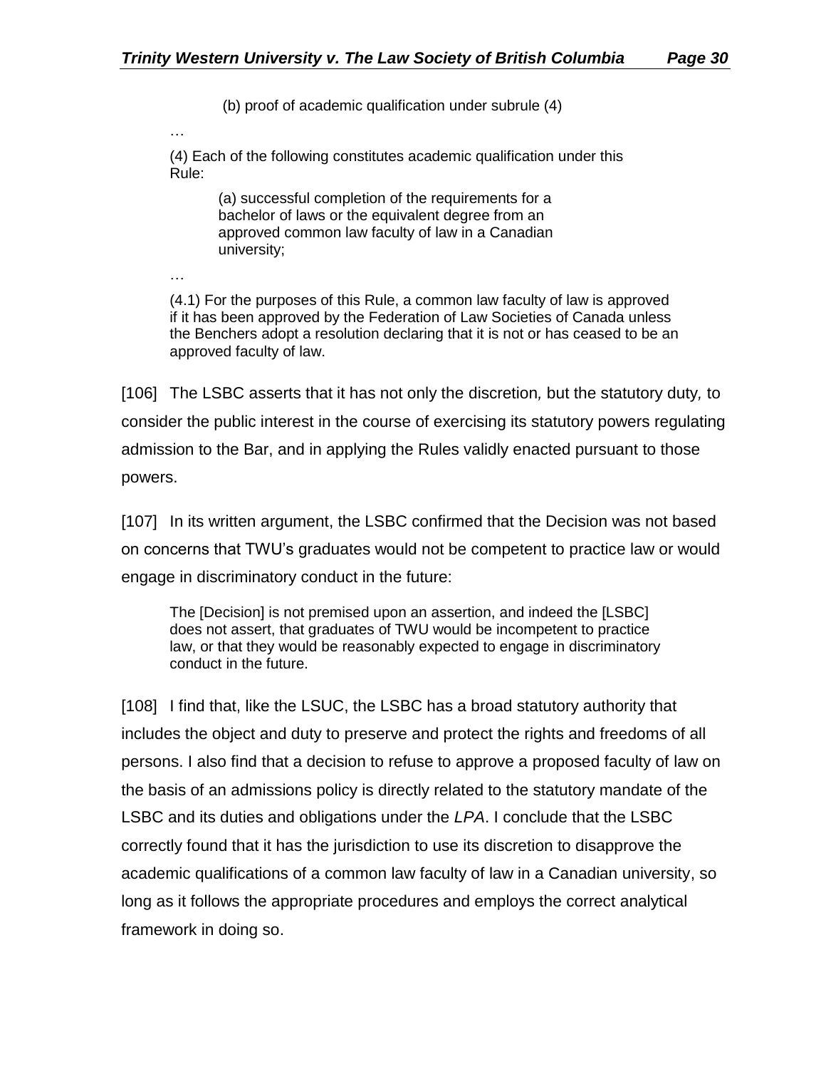(b) proof of academic qualification under subrule (4)

…

(4) Each of the following constitutes academic qualification under this Rule:

(a) successful completion of the requirements for a bachelor of laws or the equivalent degree from an approved common law faculty of law in a Canadian university;

…

(4.1) For the purposes of this Rule, a common law faculty of law is approved if it has been approved by the Federation of Law Societies of Canada unless the Benchers adopt a resolution declaring that it is not or has ceased to be an approved faculty of law.

[106] The LSBC asserts that it has not only the discretion*,* but the statutory duty*,* to consider the public interest in the course of exercising its statutory powers regulating admission to the Bar, and in applying the Rules validly enacted pursuant to those powers.

[107] In its written argument, the LSBC confirmed that the Decision was not based on concerns that TWU's graduates would not be competent to practice law or would engage in discriminatory conduct in the future:

> The [Decision] is not premised upon an assertion, and indeed the [LSBC] does not assert, that graduates of TWU would be incompetent to practice law, or that they would be reasonably expected to engage in discriminatory conduct in the future.

[108] I find that, like the LSUC, the LSBC has a broad statutory authority that includes the object and duty to preserve and protect the rights and freedoms of all persons. I also find that a decision to refuse to approve a proposed faculty of law on the basis of an admissions policy is directly related to the statutory mandate of the LSBC and its duties and obligations under the *LPA*. I conclude that the LSBC correctly found that it has the jurisdiction to use its discretion to disapprove the academic qualifications of a common law faculty of law in a Canadian university, so long as it follows the appropriate procedures and employs the correct analytical framework in doing so.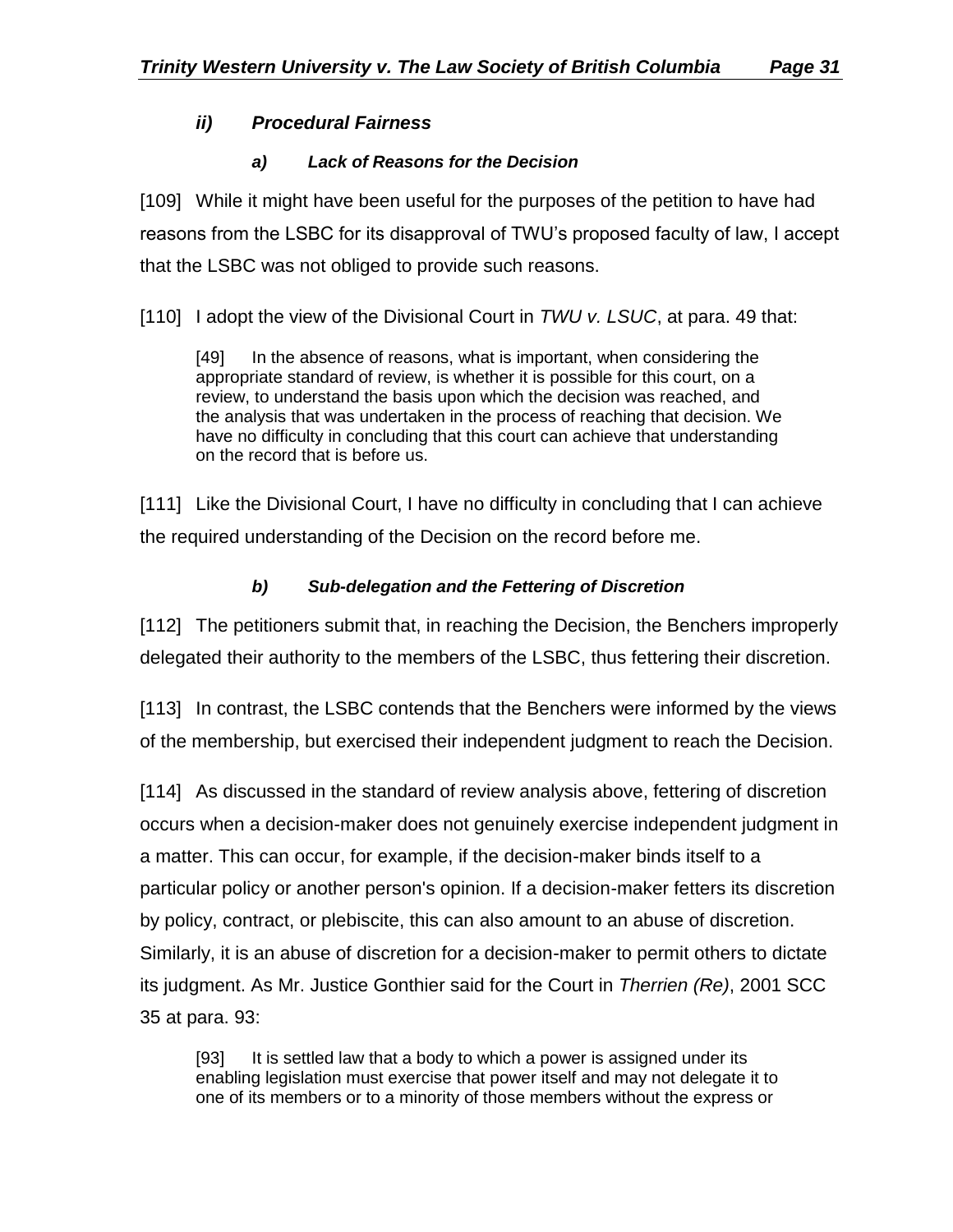### *ii) Procedural Fairness*

#### *a) Lack of Reasons for the Decision*

[109] While it might have been useful for the purposes of the petition to have had reasons from the LSBC for its disapproval of TWU's proposed faculty of law, I accept that the LSBC was not obliged to provide such reasons.

[110] I adopt the view of the Divisional Court in *TWU v. LSUC*, at para. 49 that:

> [49] In the absence of reasons, what is important, when considering the appropriate standard of review, is whether it is possible for this court, on a review, to understand the basis upon which the decision was reached, and the analysis that was undertaken in the process of reaching that decision. We have no difficulty in concluding that this court can achieve that understanding on the record that is before us.

[111] Like the Divisional Court, I have no difficulty in concluding that I can achieve the required understanding of the Decision on the record before me.

#### *b) Sub-delegation and the Fettering of Discretion*

[112] The petitioners submit that, in reaching the Decision, the Benchers improperly delegated their authority to the members of the LSBC, thus fettering their discretion.

[113] In contrast, the LSBC contends that the Benchers were informed by the views of the membership, but exercised their independent judgment to reach the Decision.

[114] As discussed in the standard of review analysis above, fettering of discretion occurs when a decision-maker does not genuinely exercise independent judgment in a matter. This can occur, for example, if the decision-maker binds itself to a particular policy or another person's opinion. If a decision-maker fetters its discretion by policy, contract, or plebiscite, this can also amount to an abuse of discretion. Similarly, it is an abuse of discretion for a decision-maker to permit others to dictate its judgment. As Mr. Justice Gonthier said for the Court in *Therrien (Re)*, 2001 SCC 35 at para. 93:

> [93] It is settled law that a body to which a power is assigned under its enabling legislation must exercise that power itself and may not delegate it to one of its members or to a minority of those members without the express or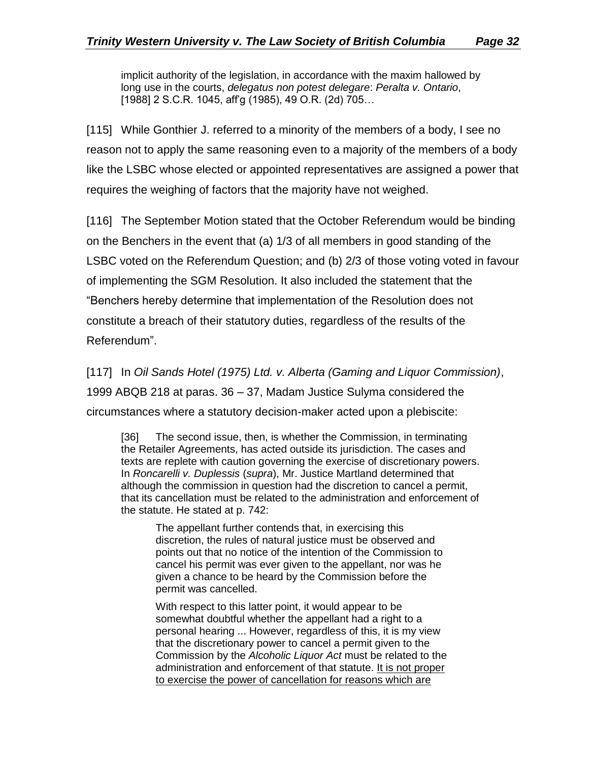> implicit authority of the legislation, in accordance with the maxim hallowed by long use in the courts, *delegatus non potest delegare*: *Peralta v. Ontario*, [1988] 2 S.C.R. 1045, aff'g (1985), 49 O.R. (2d) 705…

[115] While Gonthier J. referred to a minority of the members of a body, I see no reason not to apply the same reasoning even to a majority of the members of a body like the LSBC whose elected or appointed representatives are assigned a power that requires the weighing of factors that the majority have not weighed.

[116] The September Motion stated that the October Referendum would be binding on the Benchers in the event that (a) 1/3 of all members in good standing of the LSBC voted on the Referendum Question; and (b) 2/3 of those voting voted in favour of implementing the SGM Resolution. It also included the statement that the "Benchers hereby determine that implementation of the Resolution does not constitute a breach of their statutory duties, regardless of the results of the Referendum".

[117] In *Oil Sands Hotel (1975) Ltd. v. Alberta (Gaming and Liquor Commission)*, 1999 ABQB 218 at paras. 36 – 37, Madam Justice Sulyma considered the circumstances where a statutory decision-maker acted upon a plebiscite:

> [36] The second issue, then, is whether the Commission, in terminating the Retailer Agreements, has acted outside its jurisdiction. The cases and texts are replete with caution governing the exercise of discretionary powers. In *Roncarelli v. Duplessis* (*supra*), Mr. Justice Martland determined that although the commission in question had the discretion to cancel a permit, that its cancellation must be related to the administration and enforcement of the statute. He stated at p. 742:
>
> > The appellant further contends that, in exercising this discretion, the rules of natural justice must be observed and points out that no notice of the intention of the Commission to cancel his permit was ever given to the appellant, nor was he given a chance to be heard by the Commission before the permit was cancelled.
> >
> > With respect to this latter point, it would appear to be somewhat doubtful whether the appellant had a right to a personal hearing ... However, regardless of this, it is my view that the discretionary power to cancel a permit given to the Commission by the *Alcoholic Liquor Act* must be related to the administration and enforcement of that statute. <u>It is not proper to exercise the power of cancellation for reasons which are</u>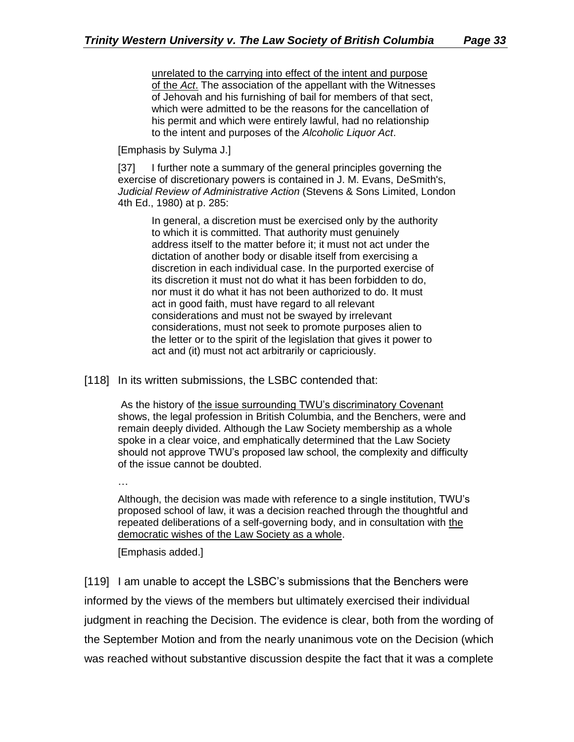> > unrelated to the carrying into effect of the intent and purpose of the *Act*. The association of the appellant with the Witnesses of Jehovah and his furnishing of bail for members of that sect, which were admitted to be the reasons for the cancellation of his permit and which were entirely lawful, had no relationship to the intent and purposes of the *Alcoholic Liquor Act*.
>
> [Emphasis by Sulyma J.]
>
> [37] I further note a summary of the general principles governing the exercise of discretionary powers is contained in J. M. Evans, DeSmith's, *Judicial Review of Administrative Action* (Stevens & Sons Limited, London 4th Ed., 1980) at p. 285:
>
> > In general, a discretion must be exercised only by the authority to which it is committed. That authority must genuinely address itself to the matter before it; it must not act under the dictation of another body or disable itself from exercising a discretion in each individual case. In the purported exercise of its discretion it must not do what it has been forbidden to do, nor must it do what it has not been authorized to do. It must act in good faith, must have regard to all relevant considerations and must not be swayed by irrelevant considerations, must not seek to promote purposes alien to the letter or to the spirit of the legislation that gives it power to act and (it) must not act arbitrarily or capriciously.

[118] In its written submissions, the LSBC contended that:

> As the history of the issue surrounding TWU's discriminatory Covenant shows, the legal profession in British Columbia, and the Benchers, were and remain deeply divided. Although the Law Society membership as a whole spoke in a clear voice, and emphatically determined that the Law Society should not approve TWU's proposed law school, the complexity and difficulty of the issue cannot be doubted.
>
> …
>
> Although, the decision was made with reference to a single institution, TWU's proposed school of law, it was a decision reached through the thoughtful and repeated deliberations of a self-governing body, and in consultation with the democratic wishes of the Law Society as a whole.
>
> [Emphasis added.]

[119] I am unable to accept the LSBC's submissions that the Benchers were informed by the views of the members but ultimately exercised their individual judgment in reaching the Decision. The evidence is clear, both from the wording of the September Motion and from the nearly unanimous vote on the Decision (which was reached without substantive discussion despite the fact that it was a complete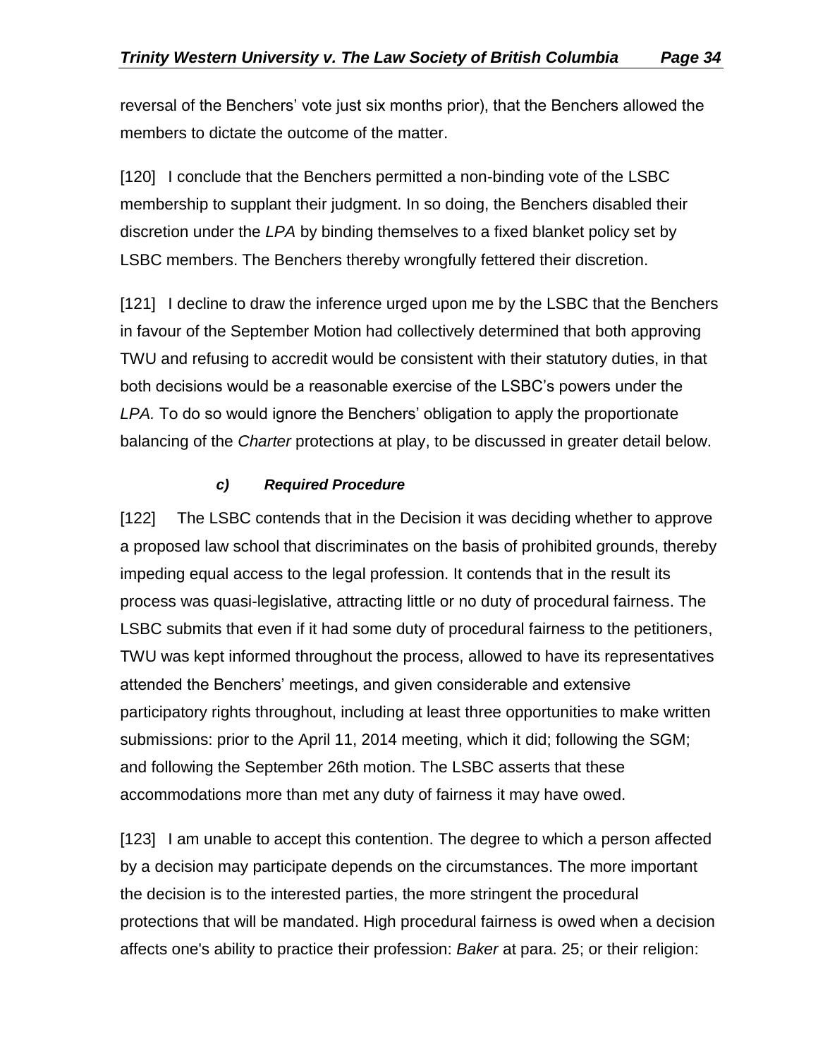reversal of the Benchers' vote just six months prior), that the Benchers allowed the members to dictate the outcome of the matter.

[120] I conclude that the Benchers permitted a non-binding vote of the LSBC membership to supplant their judgment. In so doing, the Benchers disabled their discretion under the *LPA* by binding themselves to a fixed blanket policy set by LSBC members. The Benchers thereby wrongfully fettered their discretion.

[121] I decline to draw the inference urged upon me by the LSBC that the Benchers in favour of the September Motion had collectively determined that both approving TWU and refusing to accredit would be consistent with their statutory duties, in that both decisions would be a reasonable exercise of the LSBC's powers under the *LPA.* To do so would ignore the Benchers' obligation to apply the proportionate balancing of the *Charter* protections at play, to be discussed in greater detail below.

#### *c) Required Procedure*

[122] The LSBC contends that in the Decision it was deciding whether to approve a proposed law school that discriminates on the basis of prohibited grounds, thereby impeding equal access to the legal profession. It contends that in the result its process was quasi-legislative, attracting little or no duty of procedural fairness. The LSBC submits that even if it had some duty of procedural fairness to the petitioners, TWU was kept informed throughout the process, allowed to have its representatives attended the Benchers' meetings, and given considerable and extensive participatory rights throughout, including at least three opportunities to make written submissions: prior to the April 11, 2014 meeting, which it did; following the SGM; and following the September 26th motion. The LSBC asserts that these accommodations more than met any duty of fairness it may have owed.

[123] I am unable to accept this contention. The degree to which a person affected by a decision may participate depends on the circumstances. The more important the decision is to the interested parties, the more stringent the procedural protections that will be mandated. High procedural fairness is owed when a decision affects one's ability to practice their profession: *Baker* at para. 25; or their religion: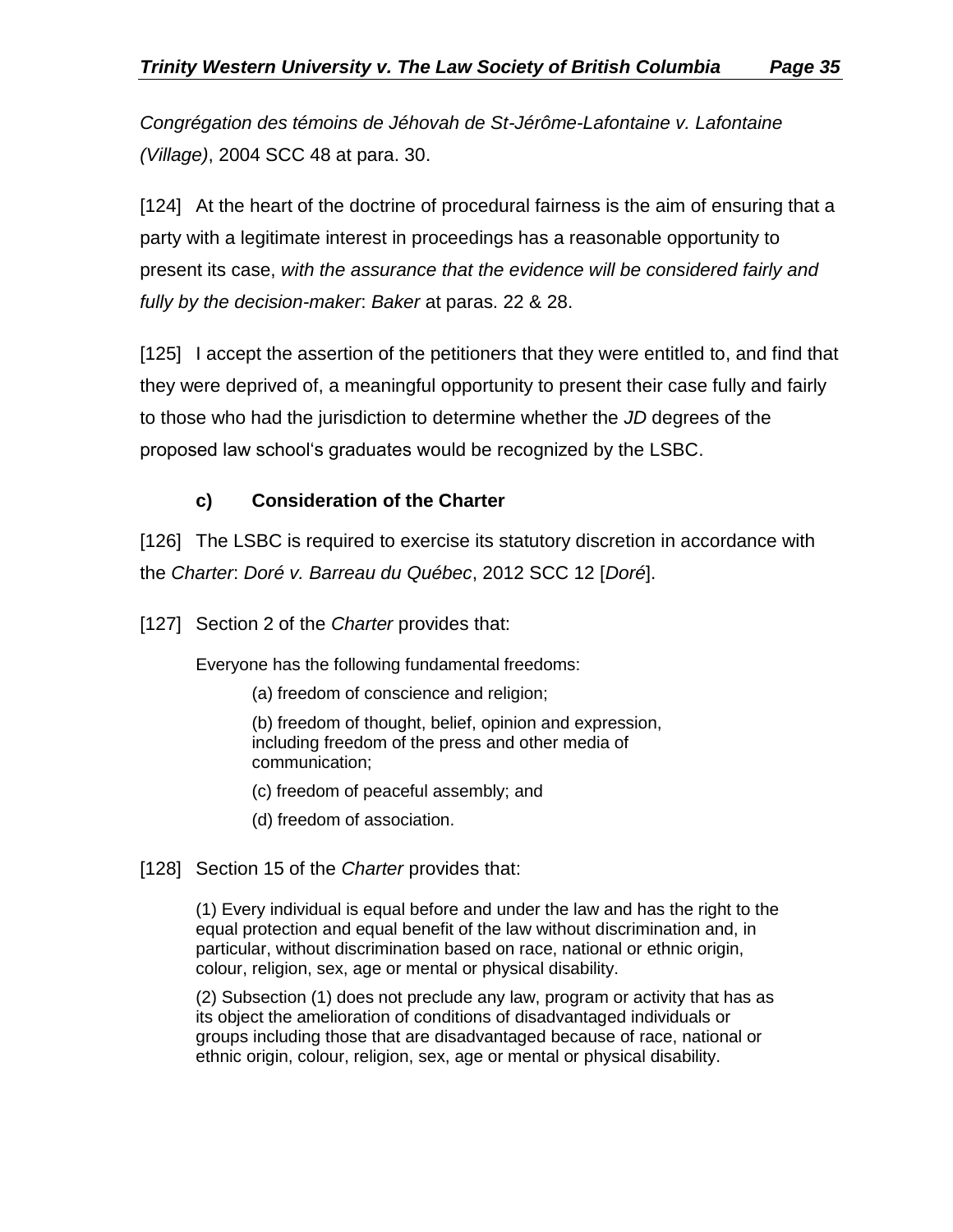*Congrégation des témoins de Jéhovah de St-Jérôme-Lafontaine v. Lafontaine (Village)*, 2004 SCC 48 at para. 30.

[124] At the heart of the doctrine of procedural fairness is the aim of ensuring that a party with a legitimate interest in proceedings has a reasonable opportunity to present its case, *with the assurance that the evidence will be considered fairly and fully by the decision-maker*: *Baker* at paras. 22 & 28.

[125] I accept the assertion of the petitioners that they were entitled to, and find that they were deprived of, a meaningful opportunity to present their case fully and fairly to those who had the jurisdiction to determine whether the *JD* degrees of the proposed law school's graduates would be recognized by the LSBC.

#### c) Consideration of the Charter

[126] The LSBC is required to exercise its statutory discretion in accordance with the *Charter*: *Doré v. Barreau du Québec*, 2012 SCC 12 [*Doré*].

[127] Section 2 of the *Charter* provides that:

> Everyone has the following fundamental freedoms:
>
> (a) freedom of conscience and religion;
>
> (b) freedom of thought, belief, opinion and expression, including freedom of the press and other media of communication;
>
> (c) freedom of peaceful assembly; and
>
> (d) freedom of association.

[128] Section 15 of the *Charter* provides that:

> (1) Every individual is equal before and under the law and has the right to the equal protection and equal benefit of the law without discrimination and, in particular, without discrimination based on race, national or ethnic origin, colour, religion, sex, age or mental or physical disability.
>
> (2) Subsection (1) does not preclude any law, program or activity that has as its object the amelioration of conditions of disadvantaged individuals or groups including those that are disadvantaged because of race, national or ethnic origin, colour, religion, sex, age or mental or physical disability.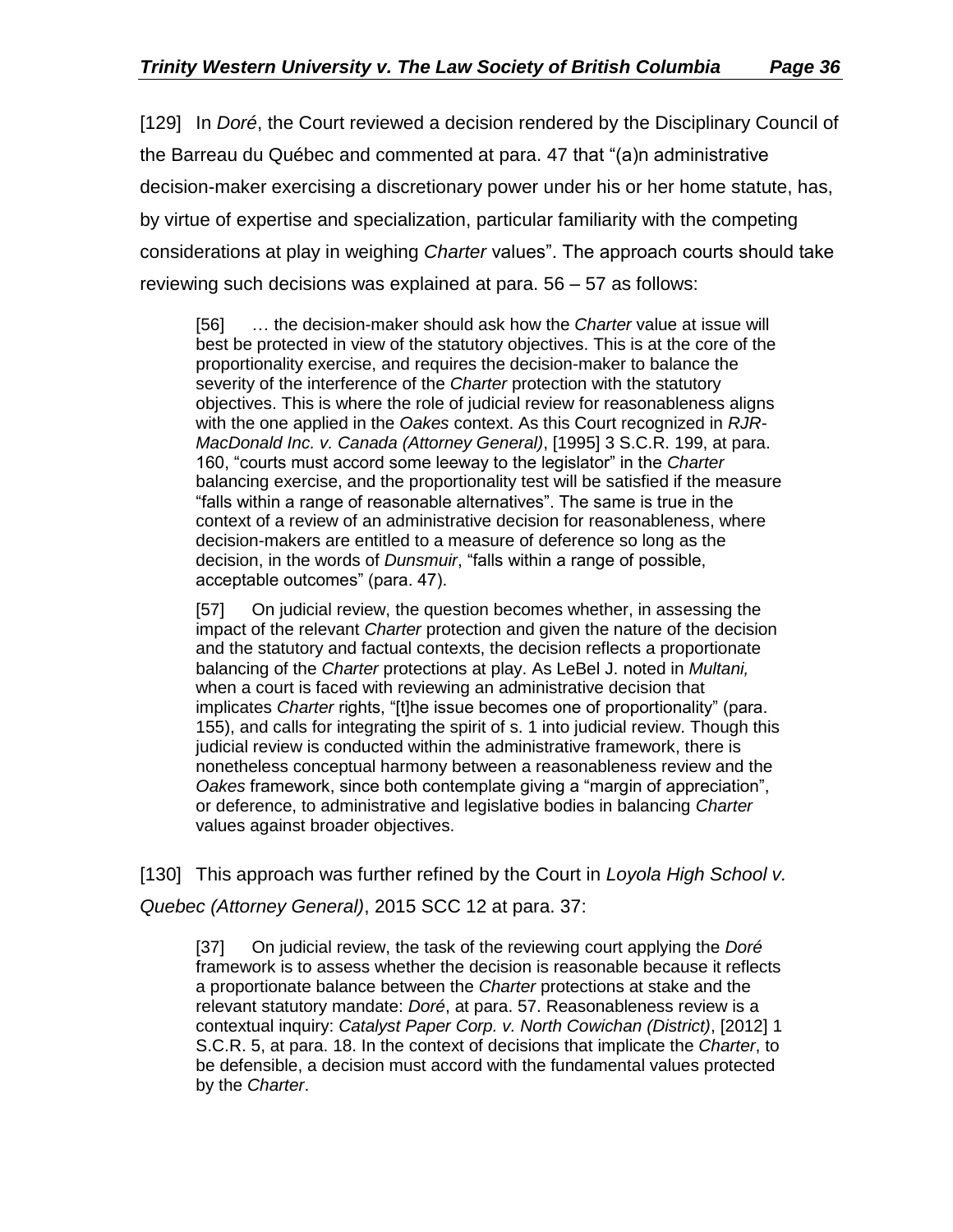[129] In *Doré*, the Court reviewed a decision rendered by the Disciplinary Council of the Barreau du Québec and commented at para. 47 that "(a)n administrative decision-maker exercising a discretionary power under his or her home statute, has, by virtue of expertise and specialization, particular familiarity with the competing considerations at play in weighing *Charter* values". The approach courts should take reviewing such decisions was explained at para. 56 – 57 as follows:

> [56] … the decision-maker should ask how the *Charter* value at issue will best be protected in view of the statutory objectives. This is at the core of the proportionality exercise, and requires the decision-maker to balance the severity of the interference of the *Charter* protection with the statutory objectives. This is where the role of judicial review for reasonableness aligns with the one applied in the *Oakes* context. As this Court recognized in *RJR-MacDonald Inc. v. Canada (Attorney General)*, [1995] 3 S.C.R. 199, at para. 160, "courts must accord some leeway to the legislator" in the *Charter* balancing exercise, and the proportionality test will be satisfied if the measure "falls within a range of reasonable alternatives". The same is true in the context of a review of an administrative decision for reasonableness, where decision-makers are entitled to a measure of deference so long as the decision, in the words of *Dunsmuir*, "falls within a range of possible, acceptable outcomes" (para. 47).
>
> [57] On judicial review, the question becomes whether, in assessing the impact of the relevant *Charter* protection and given the nature of the decision and the statutory and factual contexts, the decision reflects a proportionate balancing of the *Charter* protections at play. As LeBel J. noted in *Multani,* when a court is faced with reviewing an administrative decision that implicates *Charter* rights, "[t]he issue becomes one of proportionality" (para. 155), and calls for integrating the spirit of s. 1 into judicial review. Though this judicial review is conducted within the administrative framework, there is nonetheless conceptual harmony between a reasonableness review and the *Oakes* framework, since both contemplate giving a "margin of appreciation", or deference, to administrative and legislative bodies in balancing *Charter* values against broader objectives.

[130] This approach was further refined by the Court in *Loyola High School v. Quebec (Attorney General)*, 2015 SCC 12 at para. 37:

> [37] On judicial review, the task of the reviewing court applying the *Doré* framework is to assess whether the decision is reasonable because it reflects a proportionate balance between the *Charter* protections at stake and the relevant statutory mandate: *Doré*, at para. 57. Reasonableness review is a contextual inquiry: *Catalyst Paper Corp. v. North Cowichan (District)*, [2012] 1 S.C.R. 5, at para. 18. In the context of decisions that implicate the *Charter*, to be defensible, a decision must accord with the fundamental values protected by the *Charter*.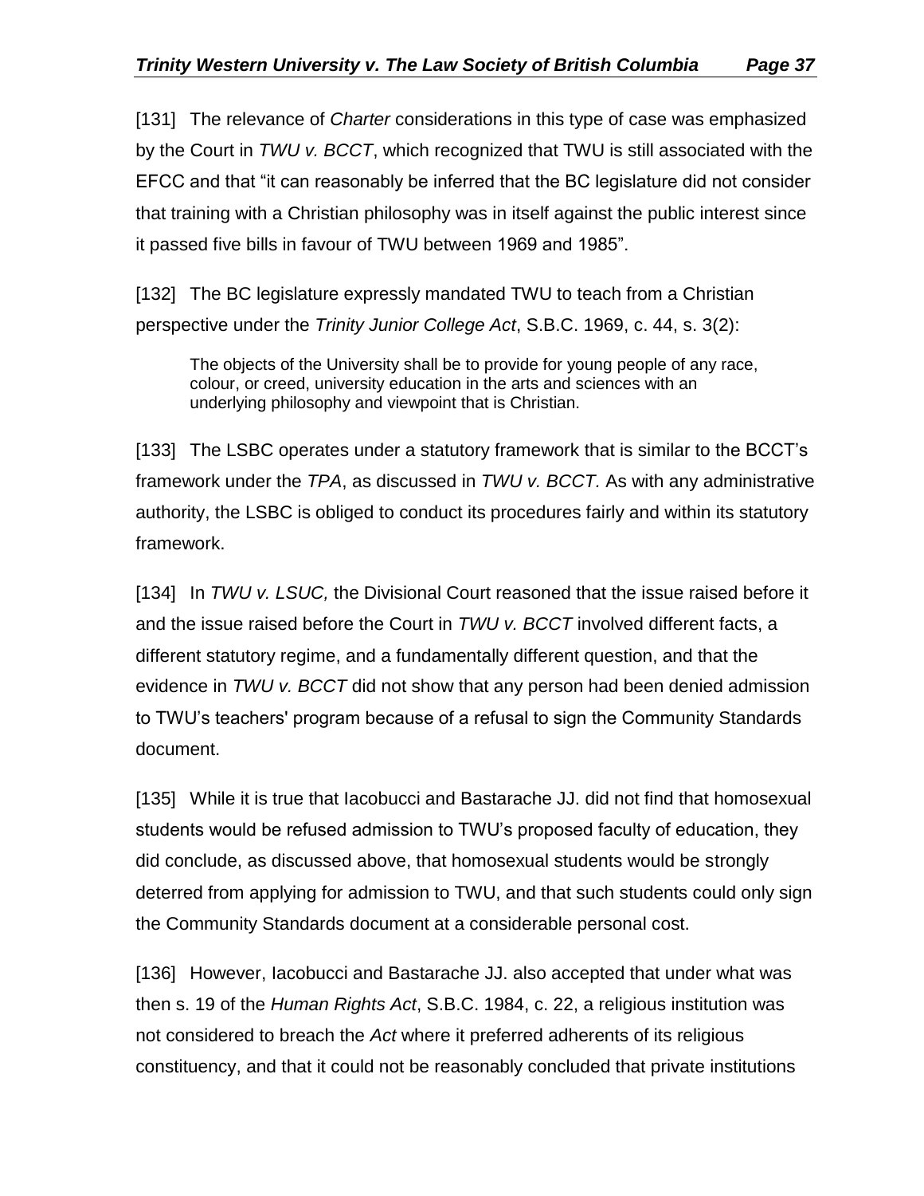[131] The relevance of *Charter* considerations in this type of case was emphasized by the Court in *TWU v. BCCT*, which recognized that TWU is still associated with the EFCC and that "it can reasonably be inferred that the BC legislature did not consider that training with a Christian philosophy was in itself against the public interest since it passed five bills in favour of TWU between 1969 and 1985".

[132] The BC legislature expressly mandated TWU to teach from a Christian perspective under the *Trinity Junior College Act*, S.B.C. 1969, c. 44, s. 3(2):

> The objects of the University shall be to provide for young people of any race, colour, or creed, university education in the arts and sciences with an underlying philosophy and viewpoint that is Christian.

[133] The LSBC operates under a statutory framework that is similar to the BCCT's framework under the *TPA*, as discussed in *TWU v. BCCT.* As with any administrative authority, the LSBC is obliged to conduct its procedures fairly and within its statutory framework.

[134] In *TWU v. LSUC,* the Divisional Court reasoned that the issue raised before it and the issue raised before the Court in *TWU v. BCCT* involved different facts, a different statutory regime, and a fundamentally different question, and that the evidence in *TWU v. BCCT* did not show that any person had been denied admission to TWU's teachers' program because of a refusal to sign the Community Standards document.

[135] While it is true that Iacobucci and Bastarache JJ. did not find that homosexual students would be refused admission to TWU's proposed faculty of education, they did conclude, as discussed above, that homosexual students would be strongly deterred from applying for admission to TWU, and that such students could only sign the Community Standards document at a considerable personal cost.

[136] However, Iacobucci and Bastarache JJ. also accepted that under what was then s. 19 of the *Human Rights Act*, S.B.C. 1984, c. 22, a religious institution was not considered to breach the *Act* where it preferred adherents of its religious constituency, and that it could not be reasonably concluded that private institutions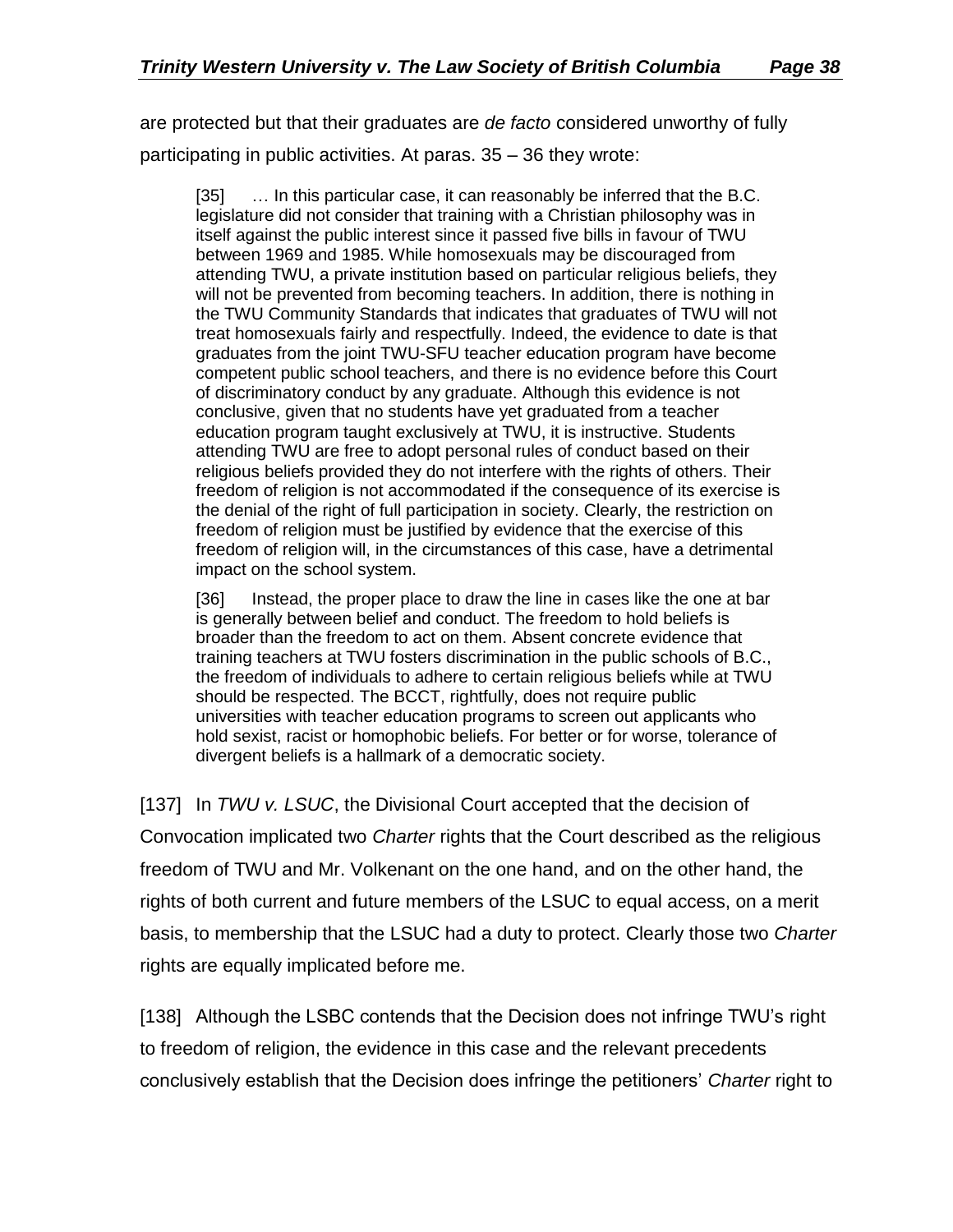are protected but that their graduates are *de facto* considered unworthy of fully participating in public activities. At paras. 35 – 36 they wrote:

> [35] … In this particular case, it can reasonably be inferred that the B.C. legislature did not consider that training with a Christian philosophy was in itself against the public interest since it passed five bills in favour of TWU between 1969 and 1985. While homosexuals may be discouraged from attending TWU, a private institution based on particular religious beliefs, they will not be prevented from becoming teachers. In addition, there is nothing in the TWU Community Standards that indicates that graduates of TWU will not treat homosexuals fairly and respectfully. Indeed, the evidence to date is that graduates from the joint TWU-SFU teacher education program have become competent public school teachers, and there is no evidence before this Court of discriminatory conduct by any graduate. Although this evidence is not conclusive, given that no students have yet graduated from a teacher education program taught exclusively at TWU, it is instructive. Students attending TWU are free to adopt personal rules of conduct based on their religious beliefs provided they do not interfere with the rights of others. Their freedom of religion is not accommodated if the consequence of its exercise is the denial of the right of full participation in society. Clearly, the restriction on freedom of religion must be justified by evidence that the exercise of this freedom of religion will, in the circumstances of this case, have a detrimental impact on the school system.
>
> [36] Instead, the proper place to draw the line in cases like the one at bar is generally between belief and conduct. The freedom to hold beliefs is broader than the freedom to act on them. Absent concrete evidence that training teachers at TWU fosters discrimination in the public schools of B.C., the freedom of individuals to adhere to certain religious beliefs while at TWU should be respected. The BCCT, rightfully, does not require public universities with teacher education programs to screen out applicants who hold sexist, racist or homophobic beliefs. For better or for worse, tolerance of divergent beliefs is a hallmark of a democratic society.

[137] In *TWU v. LSUC*, the Divisional Court accepted that the decision of Convocation implicated two *Charter* rights that the Court described as the religious freedom of TWU and Mr. Volkenant on the one hand, and on the other hand, the rights of both current and future members of the LSUC to equal access, on a merit basis, to membership that the LSUC had a duty to protect. Clearly those two *Charter* rights are equally implicated before me.

[138] Although the LSBC contends that the Decision does not infringe TWU's right to freedom of religion, the evidence in this case and the relevant precedents conclusively establish that the Decision does infringe the petitioners' *Charter* right to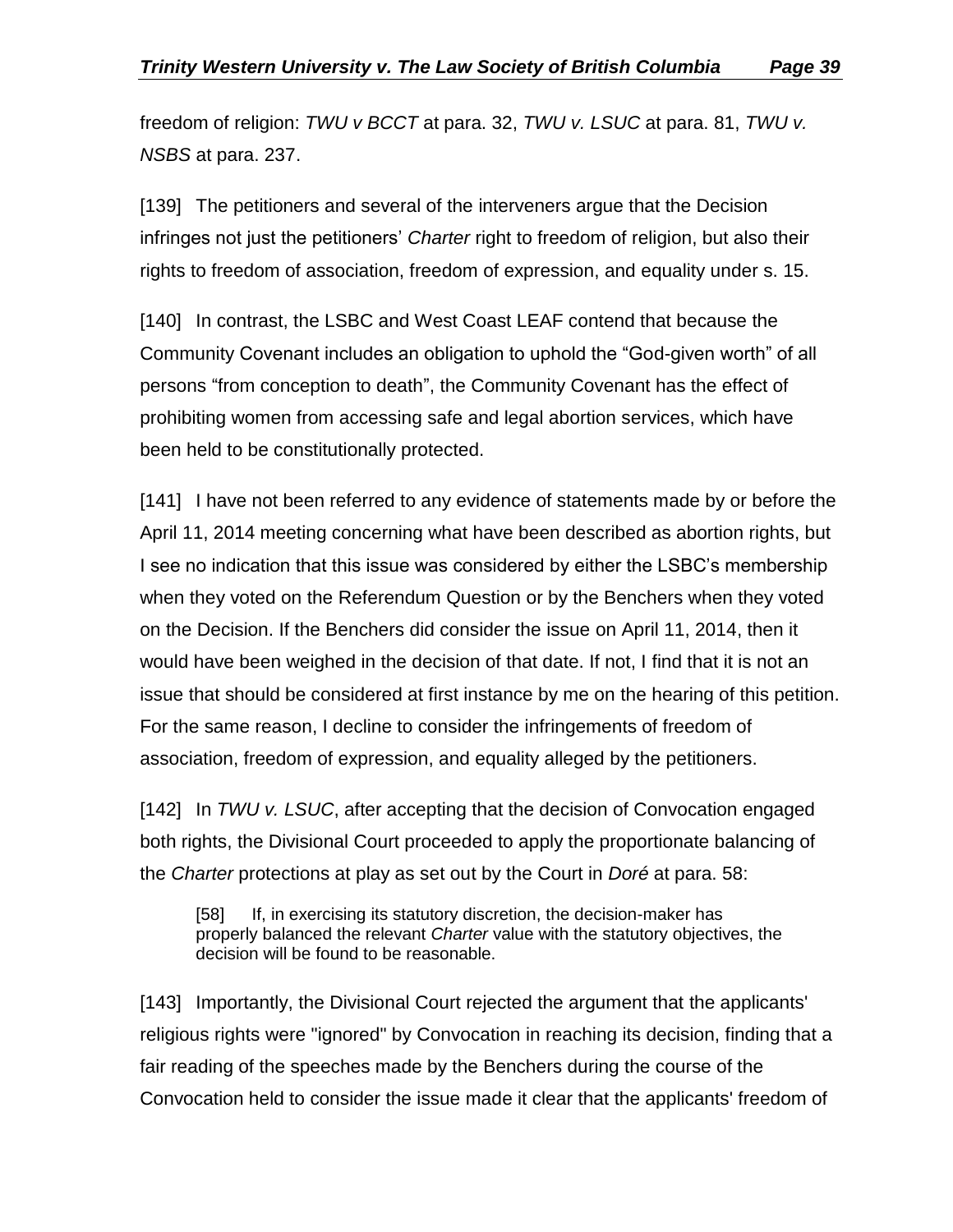freedom of religion: *TWU v BCCT* at para. 32, *TWU v. LSUC* at para. 81, *TWU v. NSBS* at para. 237.

[139] The petitioners and several of the interveners argue that the Decision infringes not just the petitioners' *Charter* right to freedom of religion, but also their rights to freedom of association, freedom of expression, and equality under s. 15.

[140] In contrast, the LSBC and West Coast LEAF contend that because the Community Covenant includes an obligation to uphold the "God-given worth" of all persons "from conception to death", the Community Covenant has the effect of prohibiting women from accessing safe and legal abortion services, which have been held to be constitutionally protected.

[141] I have not been referred to any evidence of statements made by or before the April 11, 2014 meeting concerning what have been described as abortion rights, but I see no indication that this issue was considered by either the LSBC's membership when they voted on the Referendum Question or by the Benchers when they voted on the Decision. If the Benchers did consider the issue on April 11, 2014, then it would have been weighed in the decision of that date. If not, I find that it is not an issue that should be considered at first instance by me on the hearing of this petition. For the same reason, I decline to consider the infringements of freedom of association, freedom of expression, and equality alleged by the petitioners.

[142] In *TWU v. LSUC*, after accepting that the decision of Convocation engaged both rights, the Divisional Court proceeded to apply the proportionate balancing of the *Charter* protections at play as set out by the Court in *Doré* at para. 58:

> [58] If, in exercising its statutory discretion, the decision-maker has properly balanced the relevant *Charter* value with the statutory objectives, the decision will be found to be reasonable.

[143] Importantly, the Divisional Court rejected the argument that the applicants' religious rights were "ignored" by Convocation in reaching its decision, finding that a fair reading of the speeches made by the Benchers during the course of the Convocation held to consider the issue made it clear that the applicants' freedom of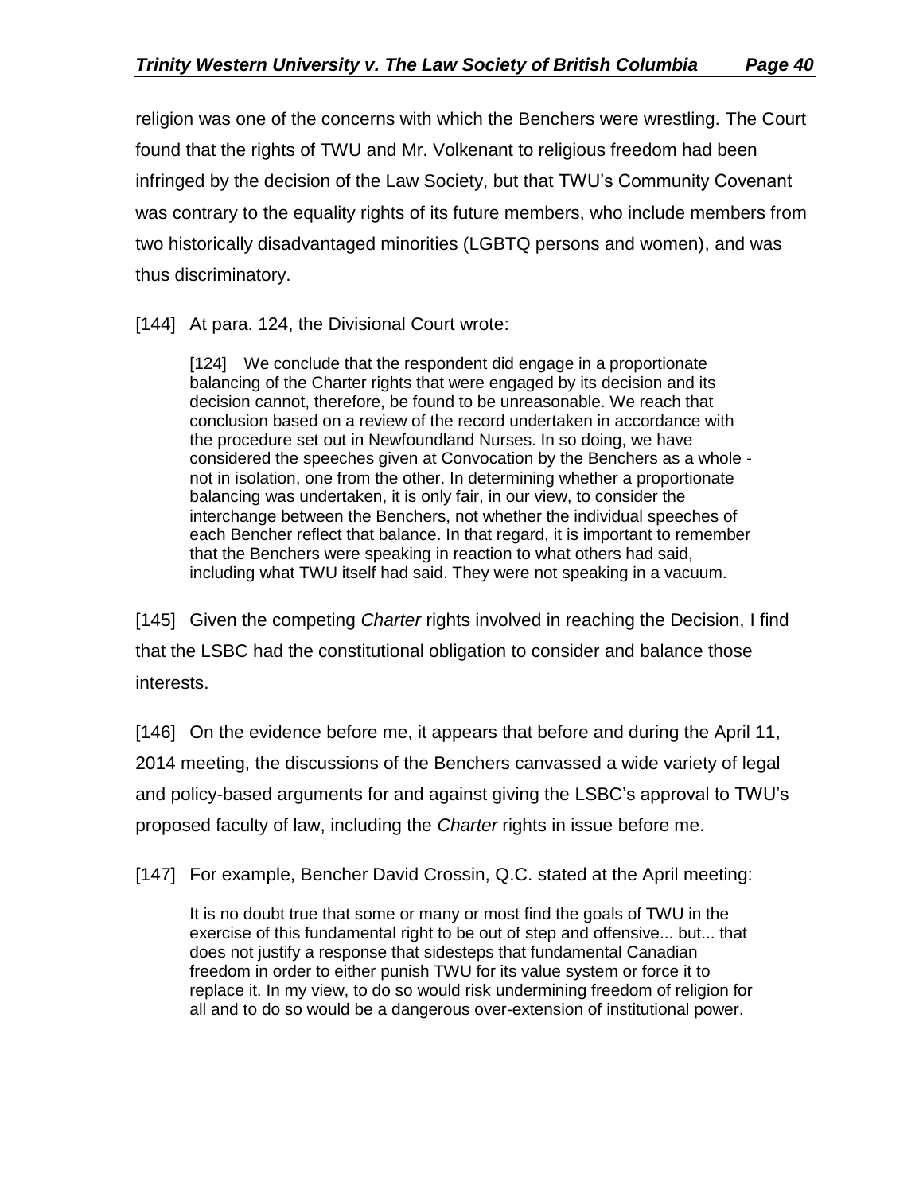religion was one of the concerns with which the Benchers were wrestling. The Court found that the rights of TWU and Mr. Volkenant to religious freedom had been infringed by the decision of the Law Society, but that TWU's Community Covenant was contrary to the equality rights of its future members, who include members from two historically disadvantaged minorities (LGBTQ persons and women), and was thus discriminatory.

[144] At para. 124, the Divisional Court wrote:

> [124] We conclude that the respondent did engage in a proportionate balancing of the Charter rights that were engaged by its decision and its decision cannot, therefore, be found to be unreasonable. We reach that conclusion based on a review of the record undertaken in accordance with the procedure set out in Newfoundland Nurses. In so doing, we have considered the speeches given at Convocation by the Benchers as a whole - not in isolation, one from the other. In determining whether a proportionate balancing was undertaken, it is only fair, in our view, to consider the interchange between the Benchers, not whether the individual speeches of each Bencher reflect that balance. In that regard, it is important to remember that the Benchers were speaking in reaction to what others had said, including what TWU itself had said. They were not speaking in a vacuum.

[145] Given the competing *Charter* rights involved in reaching the Decision, I find that the LSBC had the constitutional obligation to consider and balance those interests.

[146] On the evidence before me, it appears that before and during the April 11, 2014 meeting, the discussions of the Benchers canvassed a wide variety of legal and policy-based arguments for and against giving the LSBC's approval to TWU's proposed faculty of law, including the *Charter* rights in issue before me.

[147] For example, Bencher David Crossin, Q.C. stated at the April meeting:

> It is no doubt true that some or many or most find the goals of TWU in the exercise of this fundamental right to be out of step and offensive... but... that does not justify a response that sidesteps that fundamental Canadian freedom in order to either punish TWU for its value system or force it to replace it. In my view, to do so would risk undermining freedom of religion for all and to do so would be a dangerous over-extension of institutional power.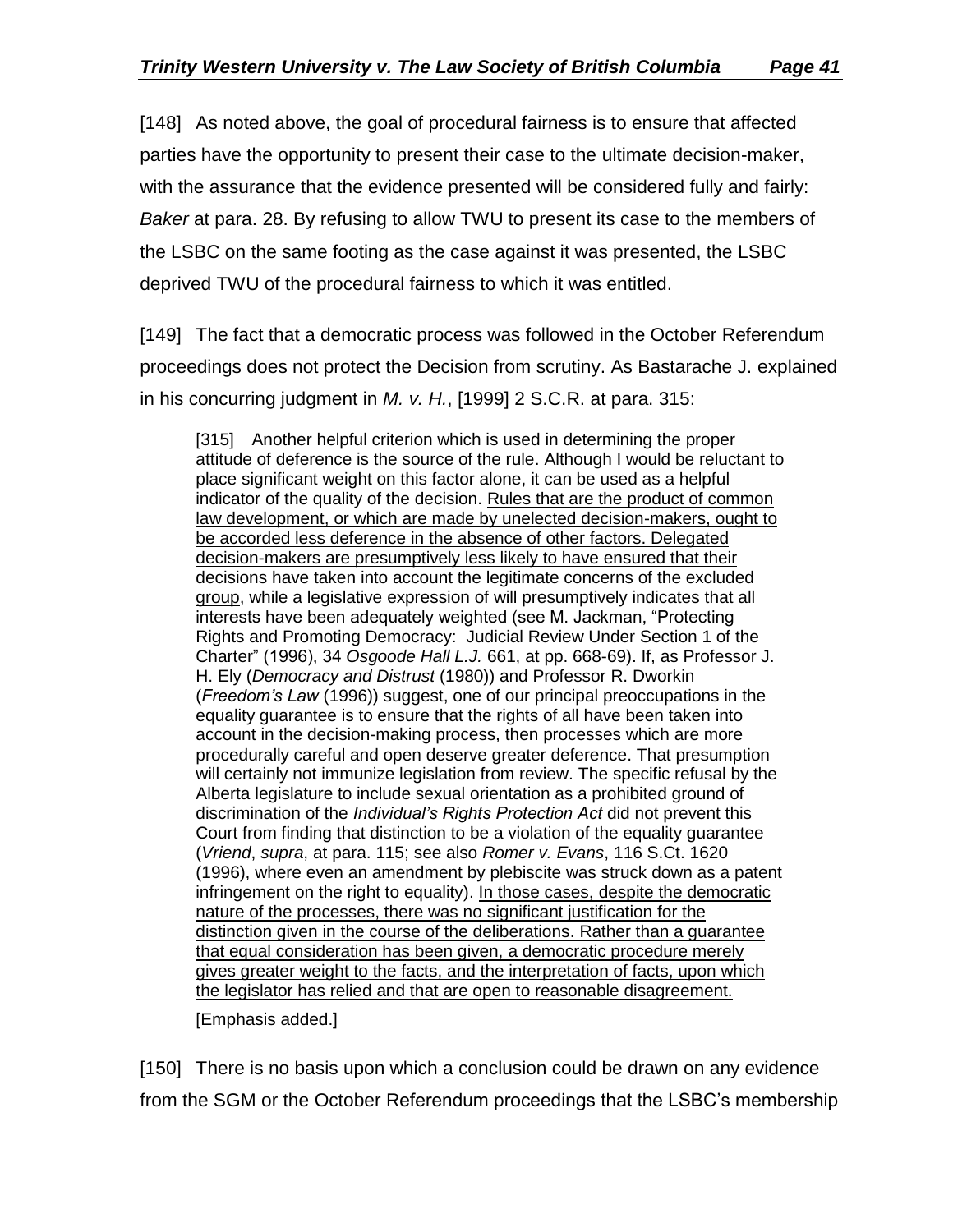[148] As noted above, the goal of procedural fairness is to ensure that affected parties have the opportunity to present their case to the ultimate decision-maker, with the assurance that the evidence presented will be considered fully and fairly: *Baker* at para. 28. By refusing to allow TWU to present its case to the members of the LSBC on the same footing as the case against it was presented, the LSBC deprived TWU of the procedural fairness to which it was entitled.

[149] The fact that a democratic process was followed in the October Referendum proceedings does not protect the Decision from scrutiny. As Bastarache J. explained in his concurring judgment in *M. v. H.*, [1999] 2 S.C.R. at para. 315:

> [315] Another helpful criterion which is used in determining the proper attitude of deference is the source of the rule. Although I would be reluctant to place significant weight on this factor alone, it can be used as a helpful indicator of the quality of the decision. <u>Rules that are the product of common law development, or which are made by unelected decision-makers, ought to be accorded less deference in the absence of other factors. Delegated decision-makers are presumptively less likely to have ensured that their decisions have taken into account the legitimate concerns of the excluded group</u>, while a legislative expression of will presumptively indicates that all interests have been adequately weighted (see M. Jackman, "Protecting Rights and Promoting Democracy: Judicial Review Under Section 1 of the Charter" (1996), 34 *Osgoode Hall L.J.* 661, at pp. 668-69). If, as Professor J. H. Ely (*Democracy and Distrust* (1980)) and Professor R. Dworkin (*Freedom's Law* (1996)) suggest, one of our principal preoccupations in the equality guarantee is to ensure that the rights of all have been taken into account in the decision-making process, then processes which are more procedurally careful and open deserve greater deference. That presumption will certainly not immunize legislation from review. The specific refusal by the Alberta legislature to include sexual orientation as a prohibited ground of discrimination of the *Individual's Rights Protection Act* did not prevent this Court from finding that distinction to be a violation of the equality guarantee (*Vriend*, *supra*, at para. 115; see also *Romer v. Evans*, 116 S.Ct. 1620 (1996), where even an amendment by plebiscite was struck down as a patent infringement on the right to equality). <u>In those cases, despite the democratic nature of the processes, there was no significant justification for the distinction given in the course of the deliberations. Rather than a guarantee that equal consideration has been given, a democratic procedure merely gives greater weight to the facts, and the interpretation of facts, upon which the legislator has relied and that are open to reasonable disagreement.</u>
>
> [Emphasis added.]

[150] There is no basis upon which a conclusion could be drawn on any evidence from the SGM or the October Referendum proceedings that the LSBC's membership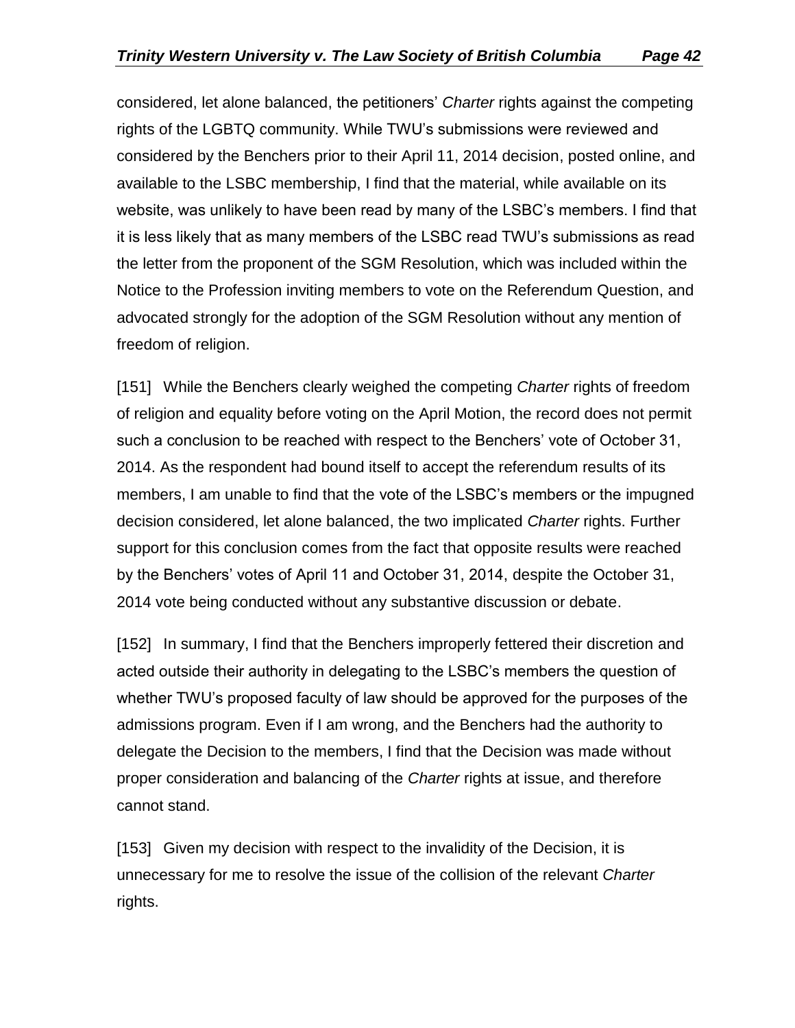considered, let alone balanced, the petitioners' *Charter* rights against the competing rights of the LGBTQ community. While TWU's submissions were reviewed and considered by the Benchers prior to their April 11, 2014 decision, posted online, and available to the LSBC membership, I find that the material, while available on its website, was unlikely to have been read by many of the LSBC's members. I find that it is less likely that as many members of the LSBC read TWU's submissions as read the letter from the proponent of the SGM Resolution, which was included within the Notice to the Profession inviting members to vote on the Referendum Question, and advocated strongly for the adoption of the SGM Resolution without any mention of freedom of religion.

[151] While the Benchers clearly weighed the competing *Charter* rights of freedom of religion and equality before voting on the April Motion, the record does not permit such a conclusion to be reached with respect to the Benchers' vote of October 31, 2014. As the respondent had bound itself to accept the referendum results of its members, I am unable to find that the vote of the LSBC's members or the impugned decision considered, let alone balanced, the two implicated *Charter* rights. Further support for this conclusion comes from the fact that opposite results were reached by the Benchers' votes of April 11 and October 31, 2014, despite the October 31, 2014 vote being conducted without any substantive discussion or debate.

[152] In summary, I find that the Benchers improperly fettered their discretion and acted outside their authority in delegating to the LSBC's members the question of whether TWU's proposed faculty of law should be approved for the purposes of the admissions program. Even if I am wrong, and the Benchers had the authority to delegate the Decision to the members, I find that the Decision was made without proper consideration and balancing of the *Charter* rights at issue, and therefore cannot stand.

[153] Given my decision with respect to the invalidity of the Decision, it is unnecessary for me to resolve the issue of the collision of the relevant *Charter* rights.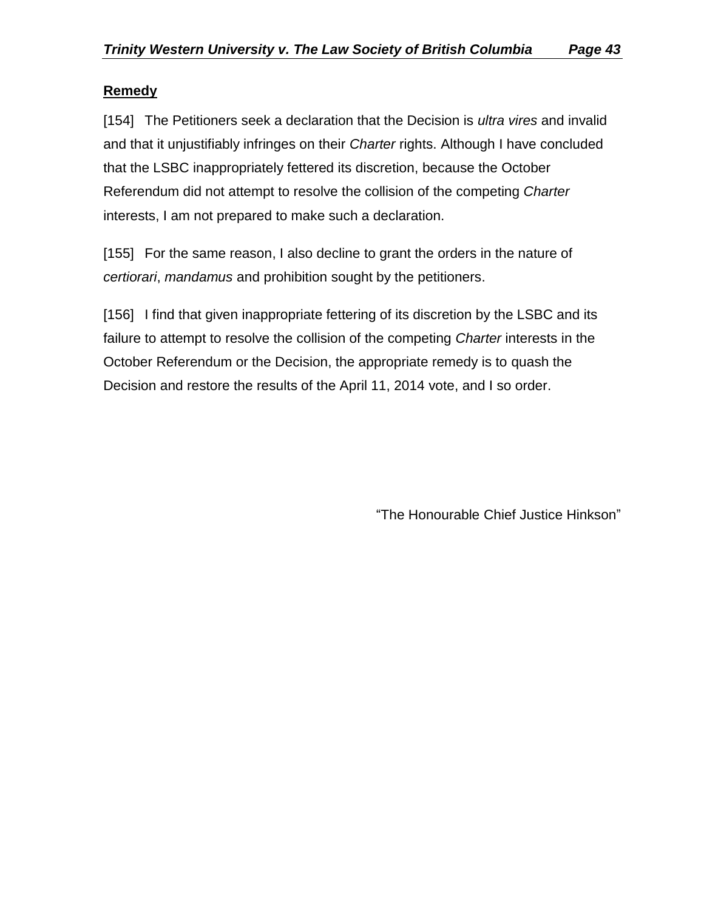## Remedy

[154] The Petitioners seek a declaration that the Decision is *ultra vires* and invalid and that it unjustifiably infringes on their *Charter* rights. Although I have concluded that the LSBC inappropriately fettered its discretion, because the October Referendum did not attempt to resolve the collision of the competing *Charter* interests, I am not prepared to make such a declaration.

[155] For the same reason, I also decline to grant the orders in the nature of *certiorari*, *mandamus* and prohibition sought by the petitioners.

[156] I find that given inappropriate fettering of its discretion by the LSBC and its failure to attempt to resolve the collision of the competing *Charter* interests in the October Referendum or the Decision, the appropriate remedy is to quash the Decision and restore the results of the April 11, 2014 vote, and I so order.

"The Honourable Chief Justice Hinkson"